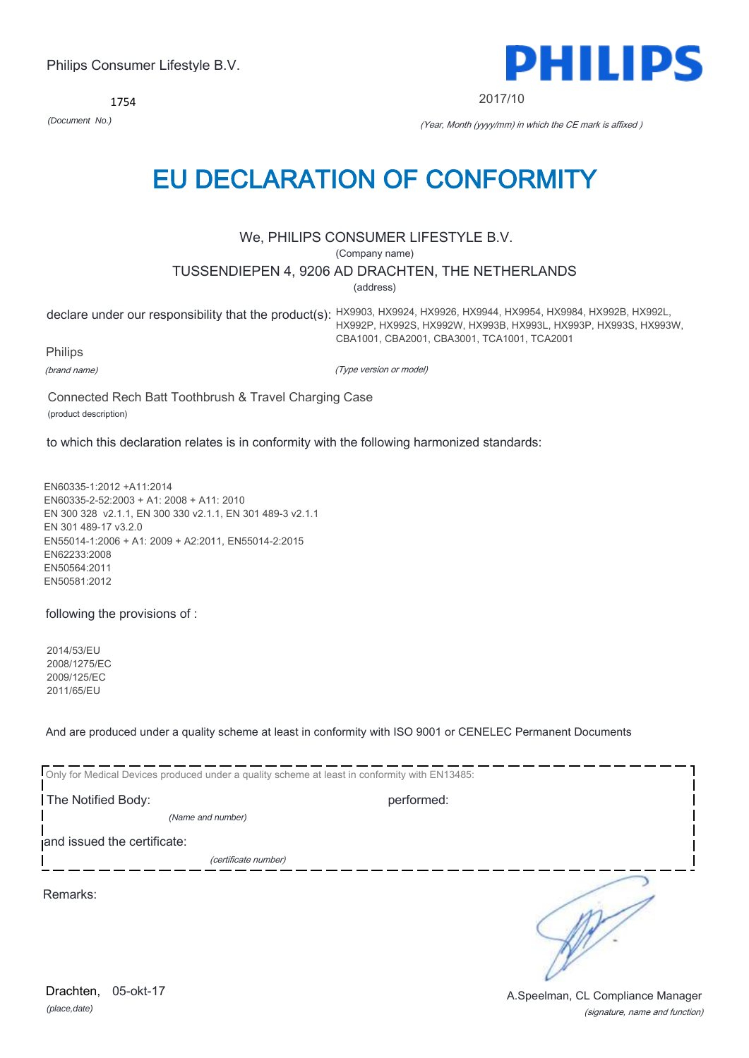Philips Consumer Lifestyle B.V.

**PHILIPS**

1754

*(Document No.)*

2017/10

*(Year, Month (yyyy/mm) in which the CE mark is affixed )*

# EU DECLARATION OF CONFORMITY

We, PHILIPS CONSUMER LIFESTYLE B.V.

(Company name)

TUSSENDIEPEN 4, 9206 AD DRACHTEN, THE NETHERLANDS

(address)

declare under our responsibility that the product(s): HX9903, HX9924, HX9926, HX9944, HX9954, HX9984, HX992B, HX992L, HX992P, HX992S, HX992W, HX993B, HX993L, HX993P, HX993S, HX993W, CBA1001, CBA2001, CBA3001, TCA1001, TCA2001

Philips

*(brand name)*

*(Type version or model)*

Connected Rech Batt Toothbrush & Travel Charging Case

(product description)

to which this declaration relates is in conformity with the following harmonized standards:

EN60335-1:2012 +A11:2014
EN60335-2-52:2003 + A1: 2008 + A11: 2010
EN 300 328 v2.1.1, EN 300 330 v2.1.1, EN 301 489-3 v2.1.1
EN 301 489-17 v3.2.0
EN55014-1:2006 + A1: 2009 + A2:2011, EN55014-2:2015
EN62233:2008
EN50564:2011
EN50581:2012

following the provisions of :

2014/53/EU
2008/1275/EC
2009/125/EC
2011/65/EU

And are produced under a quality scheme at least in conformity with ISO 9001 or CENELEC Permanent Documents

Only for Medical Devices produced under a quality scheme at least in conformity with EN13485:

The Notified Body: performed:

*(Name and number)*

and issued the certificate:

*(certificate number)*

Remarks:

Drachten, 05-okt-17

*(place,date)*

A.Speelman, CL Compliance Manager

*(signature, name and function)*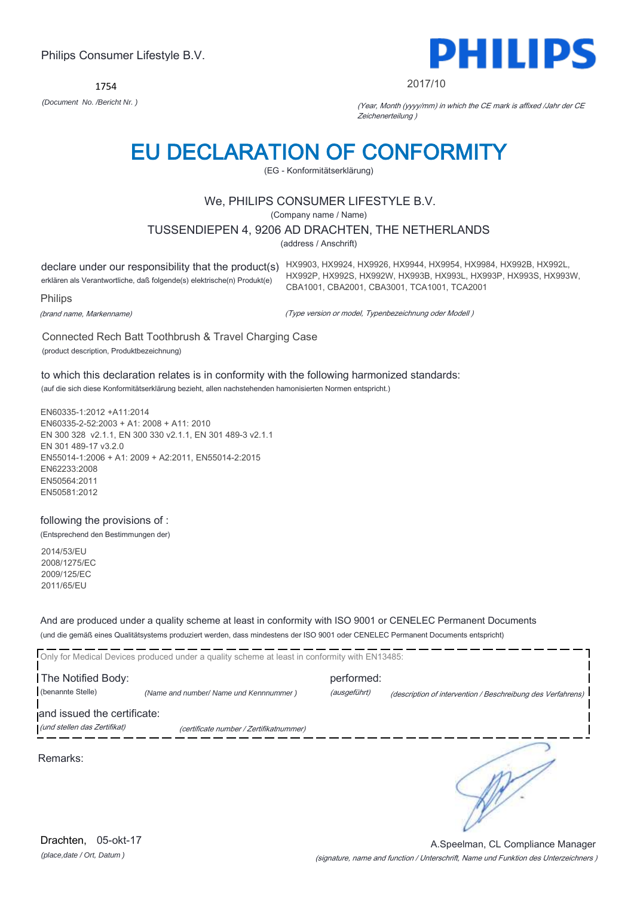Philips Consumer Lifestyle B.V.

**PHILIPS**

1754

*(Document No. /Bericht Nr. )*

2017/10

*(Year, Month (yyyy/mm) in which the CE mark is affixed /Jahr der CE Zeichenerteilung )*

# EU DECLARATION OF CONFORMITY

(EG - Konformitätserklärung)

We, PHILIPS CONSUMER LIFESTYLE B.V.

(Company name / Name)

TUSSENDIEPEN 4, 9206 AD DRACHTEN, THE NETHERLANDS

(address / Anschrift)

declare under our responsibility that the product(s)
erklären als Verantwortliche, daß folgende(s) elektrische(n) Produkt(e)

HX9903, HX9924, HX9926, HX9944, HX9954, HX9984, HX992B, HX992L, HX992P, HX992S, HX992W, HX993B, HX993L, HX993P, HX993S, HX993W, CBA1001, CBA2001, CBA3001, TCA1001, TCA2001

Philips

*(brand name, Markenname)*

*(Type version or model, Typenbezeichnung oder Modell )*

Connected Rech Batt Toothbrush & Travel Charging Case

(product description, Produktbezeichnung)

to which this declaration relates is in conformity with the following harmonized standards:

(auf die sich diese Konformitätserklärung bezieht, allen nachstehenden hamonisierten Normen entspricht.)

EN60335-1:2012 +A11:2014
EN60335-2-52:2003 + A1: 2008 + A11: 2010
EN 300 328 v2.1.1, EN 300 330 v2.1.1, EN 301 489-3 v2.1.1
EN 301 489-17 v3.2.0
EN55014-1:2006 + A1: 2009 + A2:2011, EN55014-2:2015
EN62233:2008
EN50564:2011
EN50581:2012

following the provisions of :

(Entsprechend den Bestimmungen der)

2014/53/EU
2008/1275/EC
2009/125/EC
2011/65/EU

And are produced under a quality scheme at least in conformity with ISO 9001 or CENELEC Permanent Documents

(und die gemäß eines Qualitätsystems produziert werden, dass mindestens der ISO 9001 oder CENELEC Permanent Documents entspricht)

Only for Medical Devices produced under a quality scheme at least in conformity with EN13485:

The Notified Body: (benannte Stelle) *(Name and number/ Name und Kennnummer )* performed: *(ausgeführt)* *(description of intervention / Beschreibung des Verfahrens)*

and issued the certificate: *(und stellen das Zertifikat)* *(certificate number / Zertifikatnummer)*

Remarks:

Drachten, 05-okt-17

*(place,date / Ort, Datum )*

A.Speelman, CL Compliance Manager

*(signature, name and function / Unterschrift, Name und Funktion des Unterzeichners )*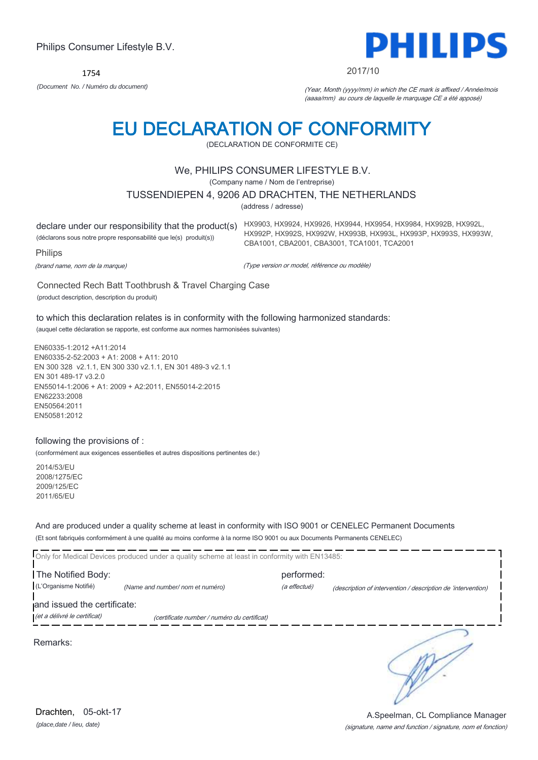Philips Consumer Lifestyle B.V.

**PHILIPS**

1754

*(Document No. / Numéro du document)*

2017/10

*(Year, Month (yyyy/mm) in which the CE mark is affixed / Année/mois (aaaa/mm) au cours de laquelle le marquage CE a été apposé)*

# EU DECLARATION OF CONFORMITY

(DECLARATION DE CONFORMITE CE)

We, PHILIPS CONSUMER LIFESTYLE B.V.

(Company name / Nom de l'entreprise)

TUSSENDIEPEN 4, 9206 AD DRACHTEN, THE NETHERLANDS

(address / adresse)

declare under our responsibility that the product(s)

(déclarons sous notre propre responsabilité que le(s) produit(s))

HX9903, HX9924, HX9926, HX9944, HX9954, HX9984, HX992B, HX992L, HX992P, HX992S, HX992W, HX993B, HX993L, HX993P, HX993S, HX993W, CBA1001, CBA2001, CBA3001, TCA1001, TCA2001

*(Type version or model, référence ou modèle)*

Philips

*(brand name, nom de la marque)*

Connected Rech Batt Toothbrush & Travel Charging Case

(product description, description du produit)

to which this declaration relates is in conformity with the following harmonized standards:

(auquel cette déclaration se rapporte, est conforme aux normes harmonisées suivantes)

EN60335-1:2012 +A11:2014
EN60335-2-52:2003 + A1: 2008 + A11: 2010
EN 300 328 v2.1.1, EN 300 330 v2.1.1, EN 301 489-3 v2.1.1
EN 301 489-17 v3.2.0
EN55014-1:2006 + A1: 2009 + A2:2011, EN55014-2:2015
EN62233:2008
EN50564:2011
EN50581:2012

following the provisions of :

(conformément aux exigences essentielles et autres dispositions pertinentes de:)

2014/53/EU
2008/1275/EC
2009/125/EC
2011/65/EU

And are produced under a quality scheme at least in conformity with ISO 9001 or CENELEC Permanent Documents

(Et sont fabriqués conformément à une qualité au moins conforme à la norme ISO 9001 ou aux Documents Permanents CENELEC)

Only for Medical Devices produced under a quality scheme at least in conformity with EN13485:

The Notified Body: (L'Organisme Notifié) *(Name and number/ nom et numéro)*

performed: *(a effectué)* *(description of intervention / description de 'intervention)*

and issued the certificate: *(et a délivré le certificat)* *(certificate number / numéro du certificat)*

Remarks:

Drachten, 05-okt-17

*(place,date / lieu, date)*

A.Speelman, CL Compliance Manager

*(signature, name and function / signature, nom et fonction)*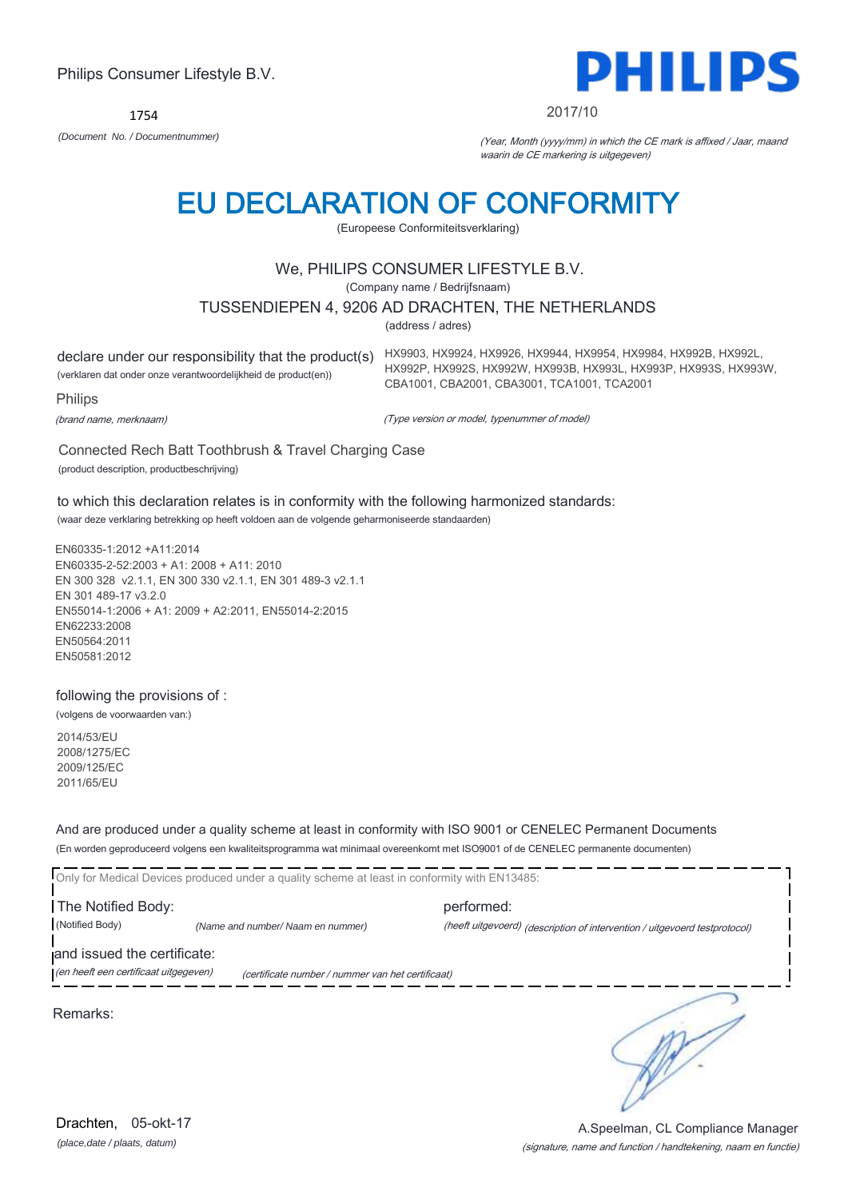Philips Consumer Lifestyle B.V.

**PHILIPS**

1754

*(Document No. / Documentnummer)*

2017/10

*(Year, Month (yyyy/mm) in which the CE mark is affixed / Jaar, maand waarin de CE markering is uitgegeven)*

# EU DECLARATION OF CONFORMITY

(Europeese Conformiteitsverklaring)

We, PHILIPS CONSUMER LIFESTYLE B.V.

(Company name / Bedrijfsnaam)

TUSSENDIEPEN 4, 9206 AD DRACHTEN, THE NETHERLANDS

(address / adres)

declare under our responsibility that the product(s)
(verklaren dat onder onze verantwoordelijkheid de product(en))

HX9903, HX9924, HX9926, HX9944, HX9954, HX9984, HX992B, HX992L, HX992P, HX992S, HX992W, HX993B, HX993L, HX993P, HX993S, HX993W, CBA1001, CBA2001, CBA3001, TCA1001, TCA2001

Philips

*(brand name, merknaam)*

*(Type version or model, typenummer of model)*

Connected Rech Batt Toothbrush & Travel Charging Case

(product description, productbeschrijving)

to which this declaration relates is in conformity with the following harmonized standards:
(waar deze verklaring betrekking op heeft voldoen aan de volgende geharmoniseerde standaarden)

EN60335-1:2012 +A11:2014
EN60335-2-52:2003 + A1: 2008 + A11: 2010
EN 300 328 v2.1.1, EN 300 330 v2.1.1, EN 301 489-3 v2.1.1
EN 301 489-17 v3.2.0
EN55014-1:2006 + A1: 2009 + A2:2011, EN55014-2:2015
EN62233:2008
EN50564:2011
EN50581:2012

following the provisions of :
(volgens de voorwaarden van:)

2014/53/EU
2008/1275/EC
2009/125/EC
2011/65/EU

And are produced under a quality scheme at least in conformity with ISO 9001 or CENELEC Permanent Documents
(En worden geproduceerd volgens een kwaliteitsprogramma wat minimaal overeenkomt met ISO9001 of de CENELEC permanente documenten)

Only for Medical Devices produced under a quality scheme at least in conformity with EN13485:

The Notified Body: (Notified Body) *(Name and number/ Naam en nummer)*

performed: (heeft uitgevoerd) *(description of intervention / uitgevoerd testprotocol)*

and issued the certificate: *(en heeft een certificaat uitgegeven)* *(certificate number / nummer van het certificaat)*

Remarks:

Drachten, 05-okt-17

*(place,date / plaats, datum)*

A.Speelman, CL Compliance Manager

*(signature, name and function / handtekening, naam en functie)*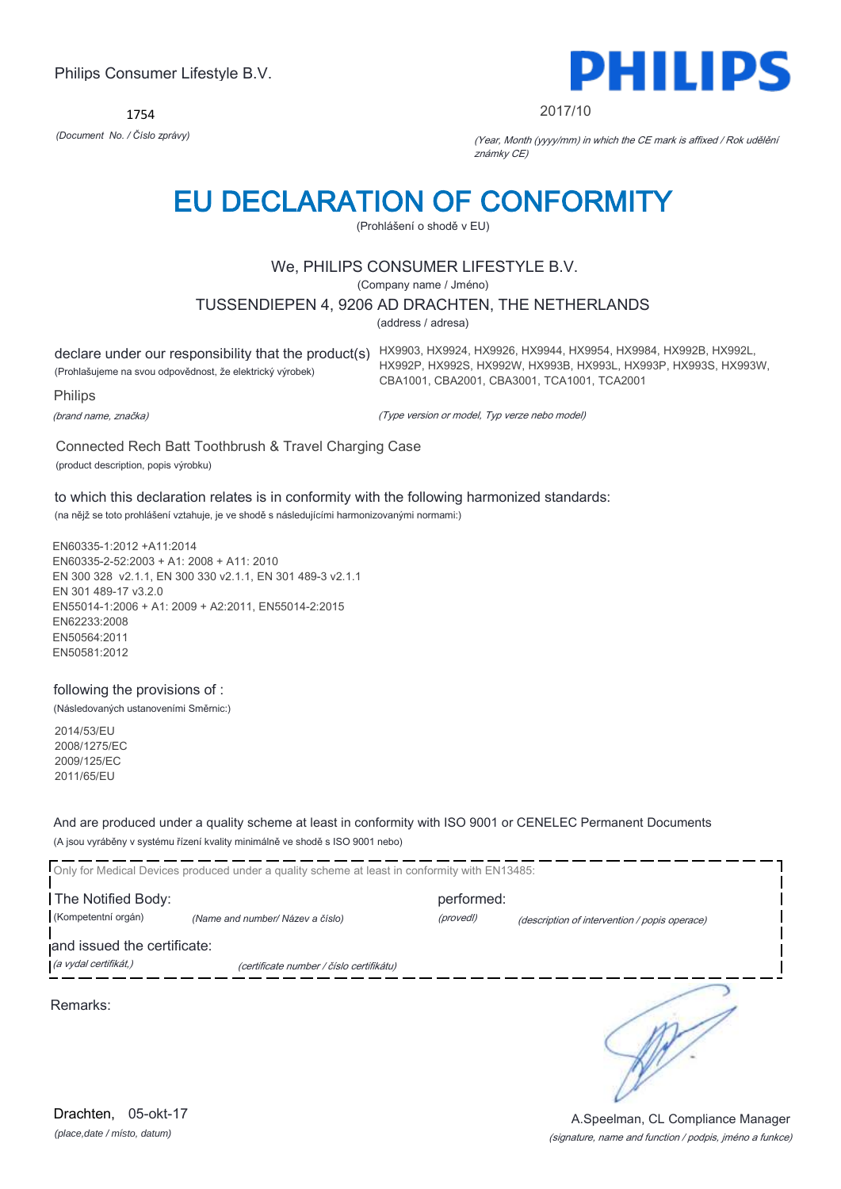Philips Consumer Lifestyle B.V.

1754

*(Document No. / Číslo zprávy)*

**PHILIPS**

2017/10

*(Year, Month (yyyy/mm) in which the CE mark is affixed / Rok udělění známky CE)*

# EU DECLARATION OF CONFORMITY

(Prohlášení o shodě v EU)

We, PHILIPS CONSUMER LIFESTYLE B.V.

(Company name / Jméno)

TUSSENDIEPEN 4, 9206 AD DRACHTEN, THE NETHERLANDS

(address / adresa)

declare under our responsibility that the product(s)
(Prohlašujeme na svou odpovědnost, že elektrický výrobek)

HX9903, HX9924, HX9926, HX9944, HX9954, HX9984, HX992B, HX992L, HX992P, HX992S, HX992W, HX993B, HX993L, HX993P, HX993S, HX993W, CBA1001, CBA2001, CBA3001, TCA1001, TCA2001

*(Type version or model, Typ verze nebo model)*

Philips

*(brand name, značka)*

Connected Rech Batt Toothbrush & Travel Charging Case

(product description, popis výrobku)

to which this declaration relates is in conformity with the following harmonized standards:

(na nějž se toto prohlášení vztahuje, je ve shodě s následujícími harmonizovanými normami:)

EN60335-1:2012 +A11:2014
EN60335-2-52:2003 + A1: 2008 + A11: 2010
EN 300 328 v2.1.1, EN 300 330 v2.1.1, EN 301 489-3 v2.1.1
EN 301 489-17 v3.2.0
EN55014-1:2006 + A1: 2009 + A2:2011, EN55014-2:2015
EN62233:2008
EN50564:2011
EN50581:2012

following the provisions of :

(Následovaných ustanoveními Směrnic:)

2014/53/EU
2008/1275/EC
2009/125/EC
2011/65/EU

And are produced under a quality scheme at least in conformity with ISO 9001 or CENELEC Permanent Documents

(A jsou vyráběny v systému řízení kvality minimálně ve shodě s ISO 9001 nebo)

Only for Medical Devices produced under a quality scheme at least in conformity with EN13485:

The Notified Body: *(Name and number/ Název a číslo)* performed: *(description of intervention / popis operace)*
(Kompetentní orgán) (provedl)

and issued the certificate: *(certificate number / číslo certifikátu)*
*(a vydal certifikát,)*

Remarks:

Drachten, 05-okt-17
*(place,date / místo, datum)*

A.Speelman, CL Compliance Manager
*(signature, name and function / podpis, jméno a funkce)*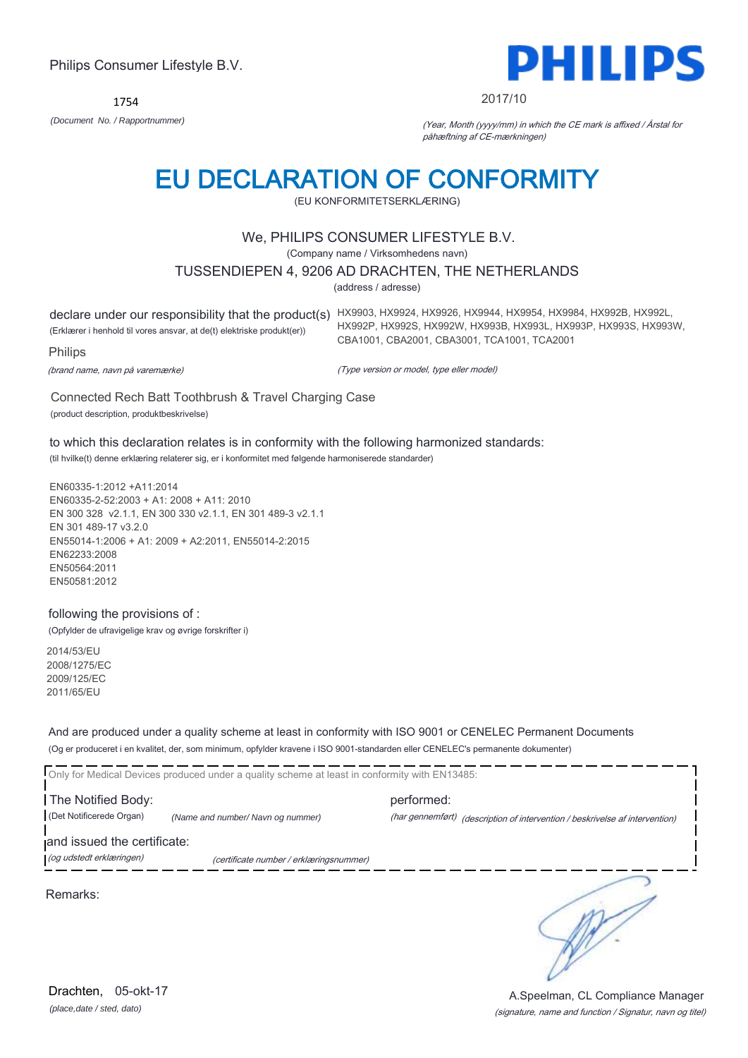Philips Consumer Lifestyle B.V.

**PHILIPS**

1754

*(Document No. / Rapportnummer)*

2017/10

*(Year, Month (yyyy/mm) in which the CE mark is affixed / Årstal for påhæftning af CE-mærkningen)*

# EU DECLARATION OF CONFORMITY

(EU KONFORMITETSERKLÆRING)

We, PHILIPS CONSUMER LIFESTYLE B.V.

(Company name / Virksomhedens navn)

TUSSENDIEPEN 4, 9206 AD DRACHTEN, THE NETHERLANDS

(address / adresse)

declare under our responsibility that the product(s)
(Erklærer i henhold til vores ansvar, at de(t) elektriske produkt(er))

HX9903, HX9924, HX9926, HX9944, HX9954, HX9984, HX992B, HX992L, HX992P, HX992S, HX992W, HX993B, HX993L, HX993P, HX993S, HX993W, CBA1001, CBA2001, CBA3001, TCA1001, TCA2001

*(Type version or model, type eller model)*

Philips

*(brand name, navn på varemærke)*

Connected Rech Batt Toothbrush & Travel Charging Case

(product description, produktbeskrivelse)

to which this declaration relates is in conformity with the following harmonized standards:

(til hvilke(t) denne erklæring relaterer sig, er i konformitet med følgende harmoniserede standarder)

EN60335-1:2012 +A11:2014
EN60335-2-52:2003 + A1: 2008 + A11: 2010
EN 300 328 v2.1.1, EN 300 330 v2.1.1, EN 301 489-3 v2.1.1
EN 301 489-17 v3.2.0
EN55014-1:2006 + A1: 2009 + A2:2011, EN55014-2:2015
EN62233:2008
EN50564:2011
EN50581:2012

following the provisions of :

(Opfylder de ufravigelige krav og øvrige forskrifter i)

2014/53/EU
2008/1275/EC
2009/125/EC
2011/65/EU

And are produced under a quality scheme at least in conformity with ISO 9001 or CENELEC Permanent Documents

(Og er produceret i en kvalitet, der, som minimum, opfylder kravene i ISO 9001-standarden eller CENELEC's permanente dokumenter)

Only for Medical Devices produced under a quality scheme at least in conformity with EN13485:

The Notified Body: (Det Notificerede Organ) *(Name and number/ Navn og nummer)*

performed: *(har gennemført) (description of intervention / beskrivelse af intervention)*

and issued the certificate: *(og udstedt erklæringen)* *(certificate number / erklæringsnummer)*

Remarks:

Drachten, 05-okt-17

*(place,date / sted, dato)*

A.Speelman, CL Compliance Manager

*(signature, name and function / Signatur, navn og titel)*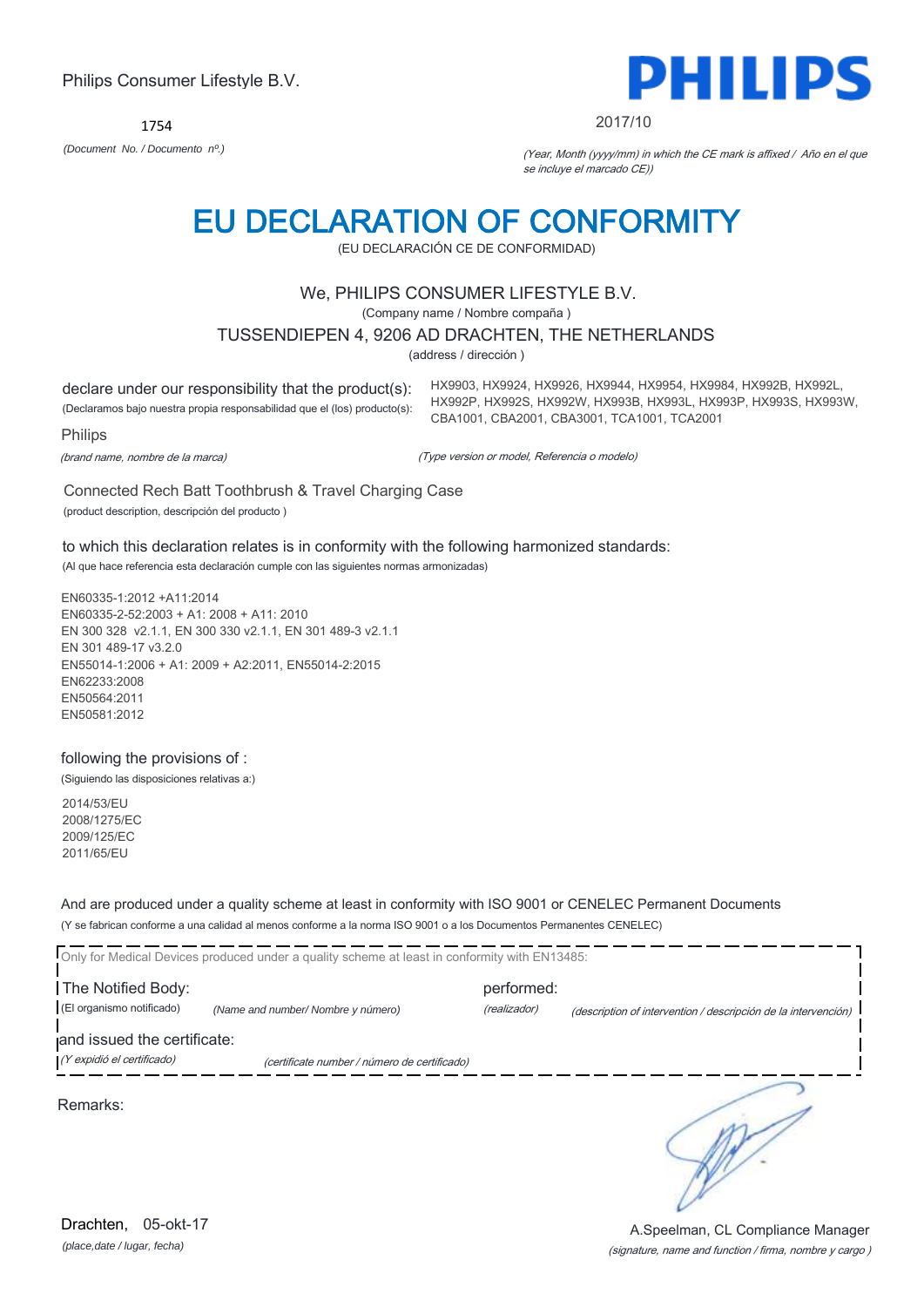Philips Consumer Lifestyle B.V.

1754

*(Document No. / Documento nº.)*

PHILIPS

2017/10

*(Year, Month (yyyy/mm) in which the CE mark is affixed / Año en el que se incluye el marcado CE))*

# EU DECLARATION OF CONFORMITY

(EU DECLARACIÓN CE DE CONFORMIDAD)

We, PHILIPS CONSUMER LIFESTYLE B.V.

(Company name / Nombre compaña )

TUSSENDIEPEN 4, 9206 AD DRACHTEN, THE NETHERLANDS

(address / dirección )

declare under our responsibility that the product(s):

(Declaramos bajo nuestra propia responsabilidad que el (los) producto(s):

HX9903, HX9924, HX9926, HX9944, HX9954, HX9984, HX992B, HX992L, HX992P, HX992S, HX992W, HX993B, HX993L, HX993P, HX993S, HX993W, CBA1001, CBA2001, CBA3001, TCA1001, TCA2001

Philips

*(brand name, nombre de la marca)*

*(Type version or model, Referencia o modelo)*

Connected Rech Batt Toothbrush & Travel Charging Case

(product description, descripción del producto )

to which this declaration relates is in conformity with the following harmonized standards:

(Al que hace referencia esta declaración cumple con las siguientes normas armonizadas)

EN60335-1:2012 +A11:2014
EN60335-2-52:2003 + A1: 2008 + A11: 2010
EN 300 328 v2.1.1, EN 300 330 v2.1.1, EN 301 489-3 v2.1.1
EN 301 489-17 v3.2.0
EN55014-1:2006 + A1: 2009 + A2:2011, EN55014-2:2015
EN62233:2008
EN50564:2011
EN50581:2012

following the provisions of :

(Siguiendo las disposiciones relativas a:)

2014/53/EU
2008/1275/EC
2009/125/EC
2011/65/EU

And are produced under a quality scheme at least in conformity with ISO 9001 or CENELEC Permanent Documents

(Y se fabrican conforme a una calidad al menos conforme a la norma ISO 9001 o a los Documentos Permanentes CENELEC)

Only for Medical Devices produced under a quality scheme at least in conformity with EN13485:

The Notified Body: performed:

(El organismo notificado) *(Name and number/ Nombre y número)* *(realizador)* *(description of intervention / descripción de la intervención)*

and issued the certificate:

*(Y expidió el certificado)* *(certificate number / número de certificado)*

Remarks:

Drachten, 05-okt-17

*(place,date / lugar, fecha)*

A.Speelman, CL Compliance Manager

*(signature, name and function / firma, nombre y cargo )*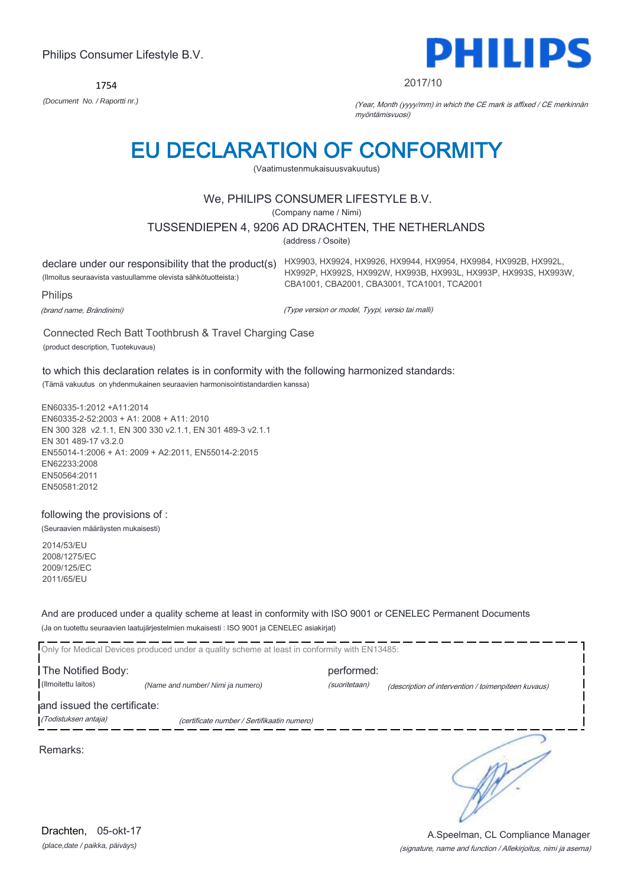Philips Consumer Lifestyle B.V.

1754

*(Document No. / Raporrti nr.)*

**PHILIPS**

2017/10

*(Year, Month (yyyy/mm) in which the CE mark is affixed / CE merkinnän myöntämisvuosi)*

# EU DECLARATION OF CONFORMITY

(Vaatimustenmukaisuusvakuutus)

We, PHILIPS CONSUMER LIFESTYLE B.V.

(Company name / Nimi)

TUSSENDIEPEN 4, 9206 AD DRACHTEN, THE NETHERLANDS

(address / Osoite)

declare under our responsibility that the product(s)
(Ilmoitus seuraavista vastuullamme olevista sähkötuotteista:)

HX9903, HX9924, HX9926, HX9944, HX9954, HX9984, HX992B, HX992L, HX992P, HX992S, HX992W, HX993B, HX993L, HX993P, HX993S, HX993W, CBA1001, CBA2001, CBA3001, TCA1001, TCA2001

Philips

*(brand name, Brändinimi)*

*(Type version or model, Tyypi, versio tai malli)*

Connected Rech Batt Toothbrush & Travel Charging Case
(product description, Tuotekuvaus)

to which this declaration relates is in conformity with the following harmonized standards:
(Tämä vakuutus on yhdenmukainen seuraavien harmonisointistandardien kanssa)

EN60335-1:2012 +A11:2014
EN60335-2-52:2003 + A1: 2008 + A11: 2010
EN 300 328 v2.1.1, EN 300 330 v2.1.1, EN 301 489-3 v2.1.1
EN 301 489-17 v3.2.0
EN55014-1:2006 + A1: 2009 + A2:2011, EN55014-2:2015
EN62233:2008
EN50564:2011
EN50581:2012

following the provisions of :
(Seuraavien määräysten mukaisesti)

2014/53/EU
2008/1275/EC
2009/125/EC
2011/65/EU

And are produced under a quality scheme at least in conformity with ISO 9001 or CENELEC Permanent Documents
(Ja on tuotettu seuraavien laatujärjestelmien mukaisesti : ISO 9001 ja CENELEC asiakirjat)

Only for Medical Devices produced under a quality scheme at least in conformity with EN13485:

The Notified Body: (Ilmoitettu laitos) *(Name and number/ Nimi ja numero)*

performed: (suoritetaan) *(description of intervention / toimenpiteen kuvaus)*

and issued the certificate: *(Todistuksen antaja)* *(certificate number / Sertifikaatin numero)*

Remarks:

Drachten, 05-okt-17
*(place,date / paikka, päiväys)*

A.Speelman, CL Compliance Manager
*(signature, name and function / Allekirjoitus, nimi ja asema)*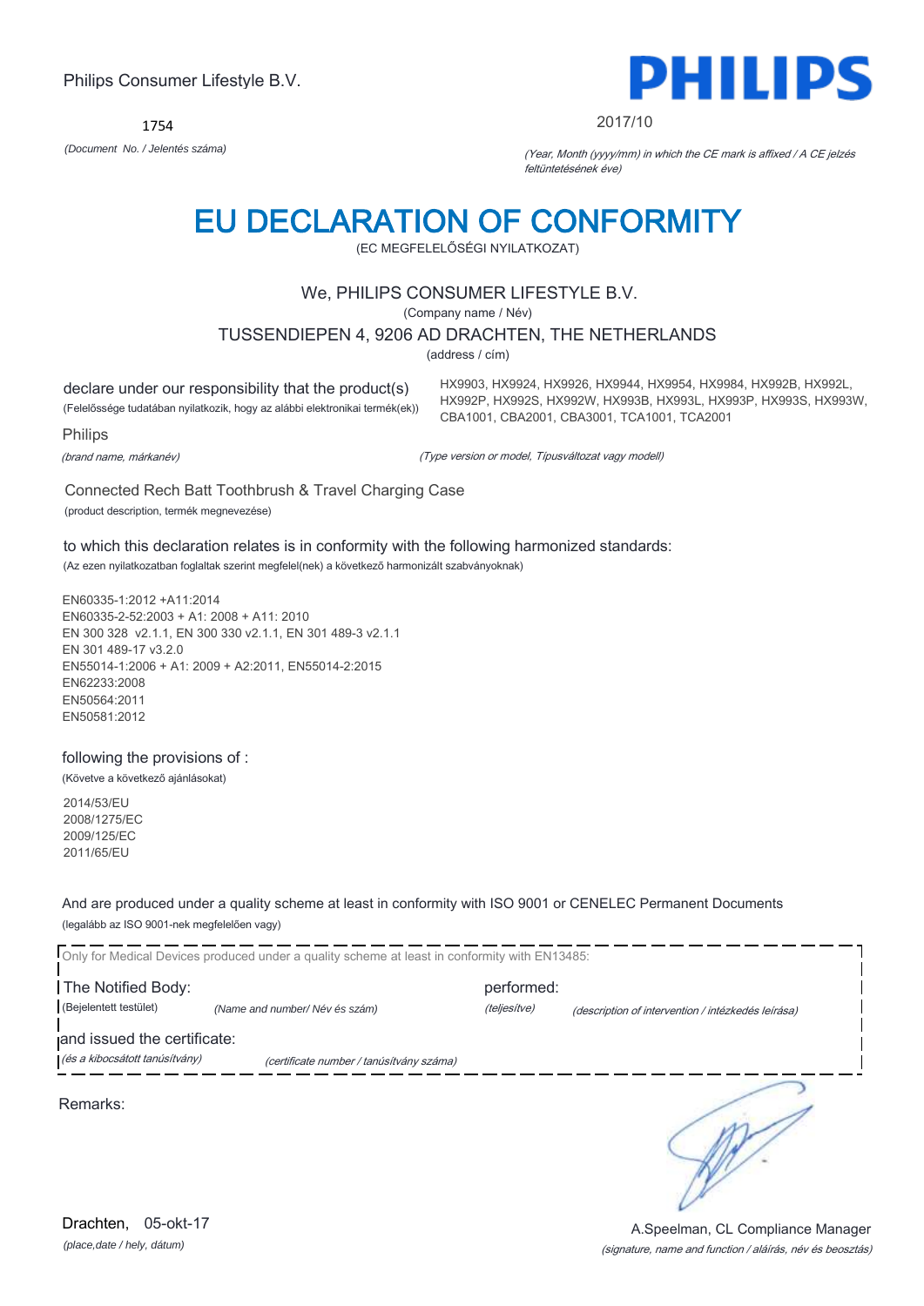Philips Consumer Lifestyle B.V.

1754

*(Document No. / Jelentés száma)*

**PHILIPS**

2017/10

*(Year, Month (yyyy/mm) in which the CE mark is affixed / A CE jelzés feltüntetésének éve)*

# EU DECLARATION OF CONFORMITY

(EC MEGFELELŐSÉGI NYILATKOZAT)

We, PHILIPS CONSUMER LIFESTYLE B.V.

(Company name / Név)

TUSSENDIEPEN 4, 9206 AD DRACHTEN, THE NETHERLANDS

(address / cím)

declare under our responsibility that the product(s)

(Felelőssége tudatában nyilatkozik, hogy az alábbi elektronikai termék(ek))

HX9903, HX9924, HX9926, HX9944, HX9954, HX9984, HX992B, HX992L, HX992P, HX992S, HX992W, HX993B, HX993L, HX993P, HX993S, HX993W, CBA1001, CBA2001, CBA3001, TCA1001, TCA2001

Philips

*(brand name, márkanév)*

*(Type version or model, Típusváltozat vagy modell)*

Connected Rech Batt Toothbrush & Travel Charging Case

(product description, termék megnevezése)

to which this declaration relates is in conformity with the following harmonized standards:

(Az ezen nyilatkozatban foglaltak szerint megfelel(nek) a következő harmonizált szabványoknak)

EN60335-1:2012 +A11:2014
EN60335-2-52:2003 + A1: 2008 + A11: 2010
EN 300 328 v2.1.1, EN 300 330 v2.1.1, EN 301 489-3 v2.1.1
EN 301 489-17 v3.2.0
EN55014-1:2006 + A1: 2009 + A2:2011, EN55014-2:2015
EN62233:2008
EN50564:2011
EN50581:2012

following the provisions of :

(Követve a következő ajánlásokat)

2014/53/EU
2008/1275/EC
2009/125/EC
2011/65/EU

And are produced under a quality scheme at least in conformity with ISO 9001 or CENELEC Permanent Documents

(legalább az ISO 9001-nek megfelelően vagy)

Only for Medical Devices produced under a quality scheme at least in conformity with EN13485:

The Notified Body: (Bejelentett testület) *(Name and number/ Név és szám)*

performed: *(teljesítve)* *(description of intervention / intézkedés leírása)*

and issued the certificate: *(és a kibocsátott tanúsítvány)* *(certificate number / tanúsítvány száma)*

Remarks:

Drachten, 05-okt-17

*(place,date / hely, dátum)*

A.Speelman, CL Compliance Manager

*(signature, name and function / aláírás, név és beosztás)*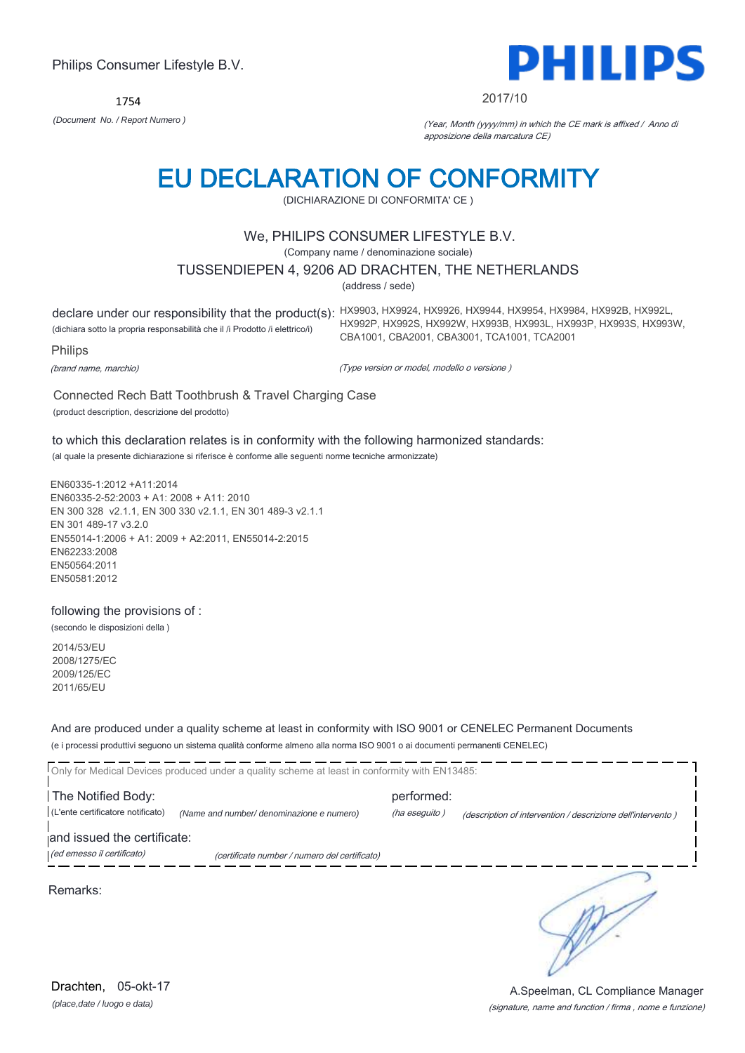Philips Consumer Lifestyle B.V.

**PHILIPS**

1754

*(Document No. / Report Numero )*

2017/10

*(Year, Month (yyyy/mm) in which the CE mark is affixed / Anno di apposizione della marcatura CE)*

# EU DECLARATION OF CONFORMITY

(DICHIARAZIONE DI CONFORMITA' CE )

We, PHILIPS CONSUMER LIFESTYLE B.V.

(Company name / denominazione sociale)

TUSSENDIEPEN 4, 9206 AD DRACHTEN, THE NETHERLANDS

(address / sede)

declare under our responsibility that the product(s):
(dichiara sotto la propria responsabilità che il /i Prodotto /i elettrico/i)

HX9903, HX9924, HX9926, HX9944, HX9954, HX9984, HX992B, HX992L, HX992P, HX992S, HX992W, HX993B, HX993L, HX993P, HX993S, HX993W, CBA1001, CBA2001, CBA3001, TCA1001, TCA2001

Philips

*(brand name, marchio)*

*(Type version or model, modello o versione )*

Connected Rech Batt Toothbrush & Travel Charging Case

(product description, descrizione del prodotto)

to which this declaration relates is in conformity with the following harmonized standards:

(al quale la presente dichiarazione si riferisce è conforme alle seguenti norme tecniche armonizzate)

EN60335-1:2012 +A11:2014
EN60335-2-52:2003 + A1: 2008 + A11: 2010
EN 300 328 v2.1.1, EN 300 330 v2.1.1, EN 301 489-3 v2.1.1
EN 301 489-17 v3.2.0
EN55014-1:2006 + A1: 2009 + A2:2011, EN55014-2:2015
EN62233:2008
EN50564:2011
EN50581:2012

following the provisions of :

(secondo le disposizioni della )

2014/53/EU
2008/1275/EC
2009/125/EC
2011/65/EU

And are produced under a quality scheme at least in conformity with ISO 9001 or CENELEC Permanent Documents

(e i processi produttivi seguono un sistema qualità conforme almeno alla norma ISO 9001 o ai documenti permanenti CENELEC)

Only for Medical Devices produced under a quality scheme at least in conformity with EN13485:

The Notified Body: (L'ente certificatore notificato) *(Name and number/ denominazione e numero)*

performed: *(ha eseguito )* *(description of intervention / descrizione dell'intervento )*

and issued the certificate: *(ed emesso il certificato)* *(certificate number / numero del certificato)*

Remarks:

Drachten, 05-okt-17

*(place,date / luogo e data)*

A.Speelman, CL Compliance Manager

*(signature, name and function / firma , nome e funzione)*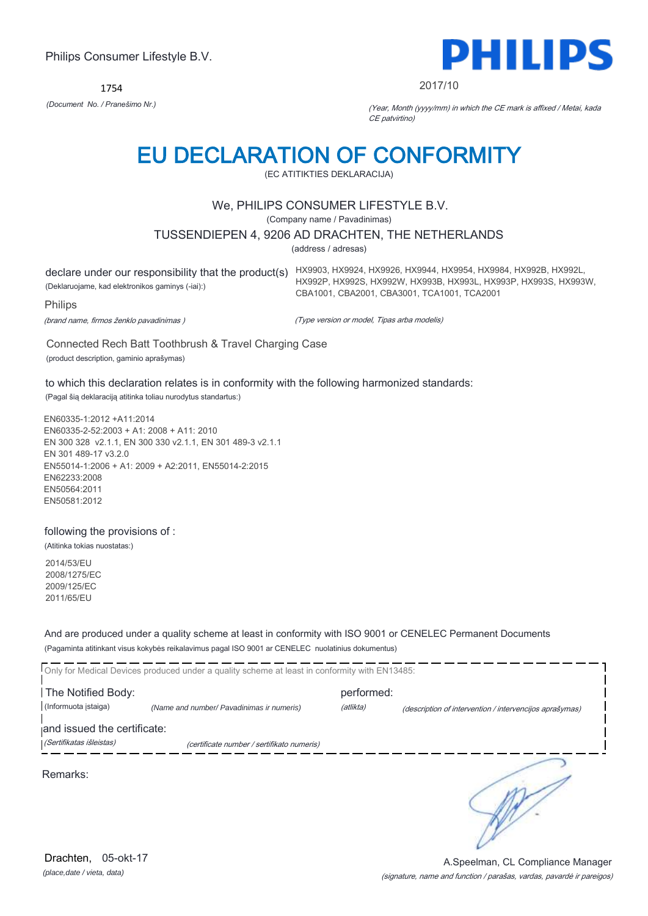Philips Consumer Lifestyle B.V.

1754

*(Document No. / Pranešimo Nr.)*

2017/10

*(Year, Month (yyyy/mm) in which the CE mark is affixed / Metai, kada CE patvirtino)*

# EU DECLARATION OF CONFORMITY

(EC ATITIKTIES DEKLARACIJA)

We, PHILIPS CONSUMER LIFESTYLE B.V.

(Company name / Pavadinimas)

TUSSENDIEPEN 4, 9206 AD DRACHTEN, THE NETHERLANDS

(address / adresas)

declare under our responsibility that the product(s)
(Deklaruojame, kad elektronikos gaminys (-iai):)

HX9903, HX9924, HX9926, HX9944, HX9954, HX9984, HX992B, HX992L, HX992P, HX992S, HX992W, HX993B, HX993L, HX993P, HX993S, HX993W, CBA1001, CBA2001, CBA3001, TCA1001, TCA2001

Philips

*(brand name, firmos ženklo pavadinimas )*

*(Type version or model, Tipas arba modelis)*

Connected Rech Batt Toothbrush & Travel Charging Case

(product description, gaminio aprašymas)

to which this declaration relates is in conformity with the following harmonized standards:

(Pagal šią deklaraciją atitinka toliau nurodytus standartus:)

EN60335-1:2012 +A11:2014
EN60335-2-52:2003 + A1: 2008 + A11: 2010
EN 300 328 v2.1.1, EN 300 330 v2.1.1, EN 301 489-3 v2.1.1
EN 301 489-17 v3.2.0
EN55014-1:2006 + A1: 2009 + A2:2011, EN55014-2:2015
EN62233:2008
EN50564:2011
EN50581:2012

following the provisions of :

(Atitinka tokias nuostatas:)

2014/53/EU
2008/1275/EC
2009/125/EC
2011/65/EU

And are produced under a quality scheme at least in conformity with ISO 9001 or CENELEC Permanent Documents

(Pagaminta atitinkant visus kokybės reikalavimus pagal ISO 9001 ar CENELEC nuolatinius dokumentus)

Only for Medical Devices produced under a quality scheme at least in conformity with EN13485:

The Notified Body:
(Informuota įstaiga) *(Name and number/ Pavadinimas ir numeris)*

performed:
*(atlikta)* *(description of intervention / intervencijos aprašymas)*

and issued the certificate:
*(Sertifikatas išleistas)* *(certificate number / sertifikato numeris)*

Remarks:

Drachten, 05-okt-17

*(place,date / vieta, data)*

A.Speelman, CL Compliance Manager

*(signature, name and function / parašas, vardas, pavardė ir pareigos)*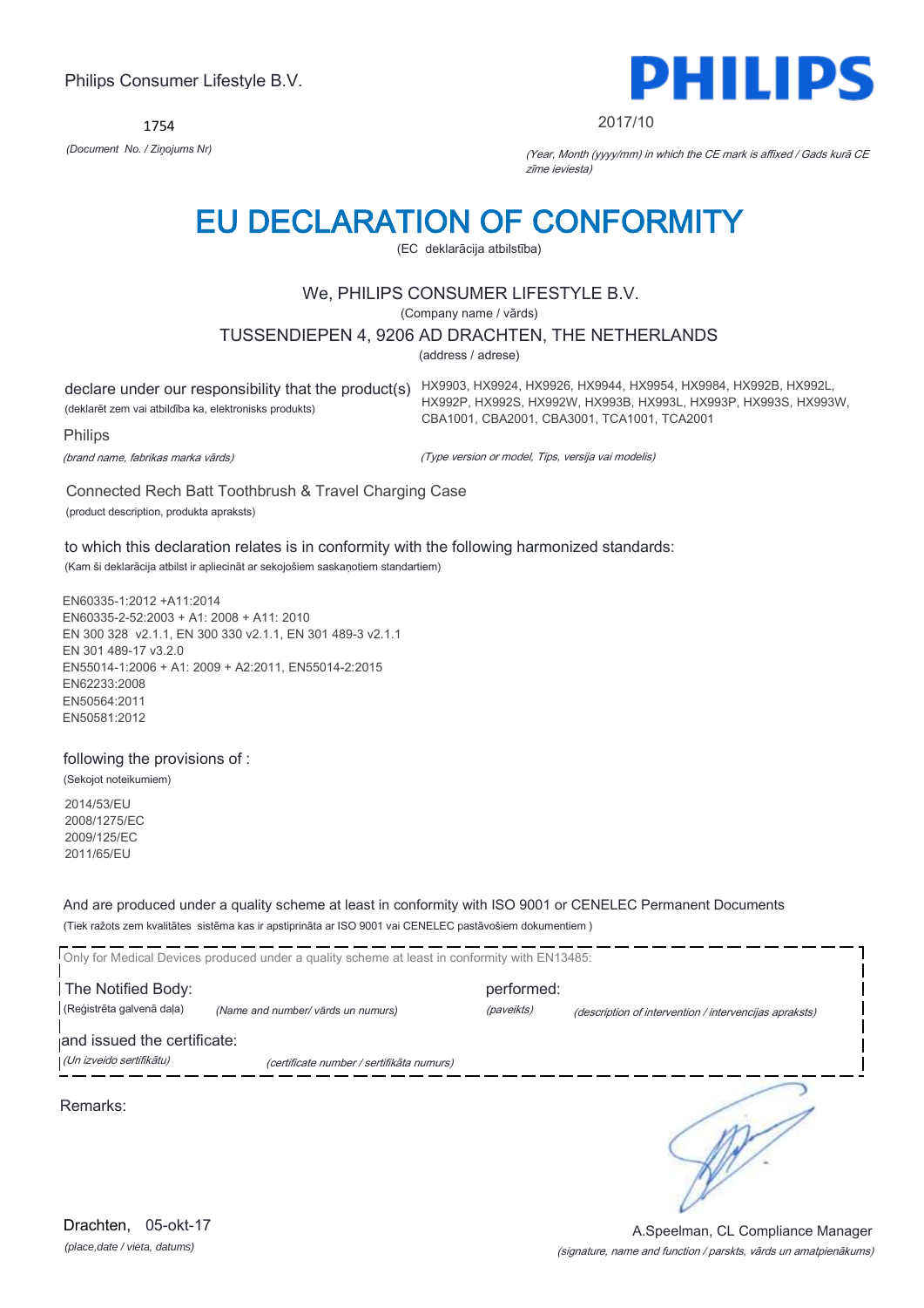Philips Consumer Lifestyle B.V.

1754

*(Document No. / Ziņojums Nr)*

**PHILIPS**

2017/10

*(Year, Month (yyyy/mm) in which the CE mark is affixed / Gads kurā CE zīme ieviesta)*

# EU DECLARATION OF CONFORMITY

(EC deklarācija atbilstība)

We, PHILIPS CONSUMER LIFESTYLE B.V.

(Company name / vārds)

TUSSENDIEPEN 4, 9206 AD DRACHTEN, THE NETHERLANDS

(address / adrese)

declare under our responsibility that the product(s)
(deklarēt zem vai atbildība ka, elektronisks produkts)

HX9903, HX9924, HX9926, HX9944, HX9954, HX9984, HX992B, HX992L, HX992P, HX992S, HX992W, HX993B, HX993L, HX993P, HX993S, HX993W, CBA1001, CBA2001, CBA3001, TCA1001, TCA2001

Philips

*(brand name, fabrikas marka vārds)*

*(Type version or model, Tips, versija vai modelis)*

Connected Rech Batt Toothbrush & Travel Charging Case

(product description, produkta apraksts)

to which this declaration relates is in conformity with the following harmonized standards:
(Kam šī deklarācija atbilst ir apliecināt ar sekojošiem saskaņotiem standartiem)

EN60335-1:2012 +A11:2014
EN60335-2-52:2003 + A1: 2008 + A11: 2010
EN 300 328 v2.1.1, EN 300 330 v2.1.1, EN 301 489-3 v2.1.1
EN 301 489-17 v3.2.0
EN55014-1:2006 + A1: 2009 + A2:2011, EN55014-2:2015
EN62233:2008
EN50564:2011
EN50581:2012

following the provisions of :
(Sekojot noteikumiem)

2014/53/EU
2008/1275/EC
2009/125/EC
2011/65/EU

And are produced under a quality scheme at least in conformity with ISO 9001 or CENELEC Permanent Documents
(Tiek ražots zem kvalitātes sistēma kas ir apstiprināta ar ISO 9001 vai CENELEC pastāvošiem dokumentiem )

Only for Medical Devices produced under a quality scheme at least in conformity with EN13485:

The Notified Body: (Reģistrēta galvenā daļa) *(Name and number/ vārds un numurs)*

performed: *(paveikts)* *(description of intervention / intervencijas apraksts)*

and issued the certificate: *(Un izveido sertifikātu)* *(certificate number / sertifikāta numurs)*

Remarks:

Drachten, 05-okt-17

*(place,date / vieta, datums)*

A.Speelman, CL Compliance Manager

*(signature, name and function / parskts, vārds un amatpienākums)*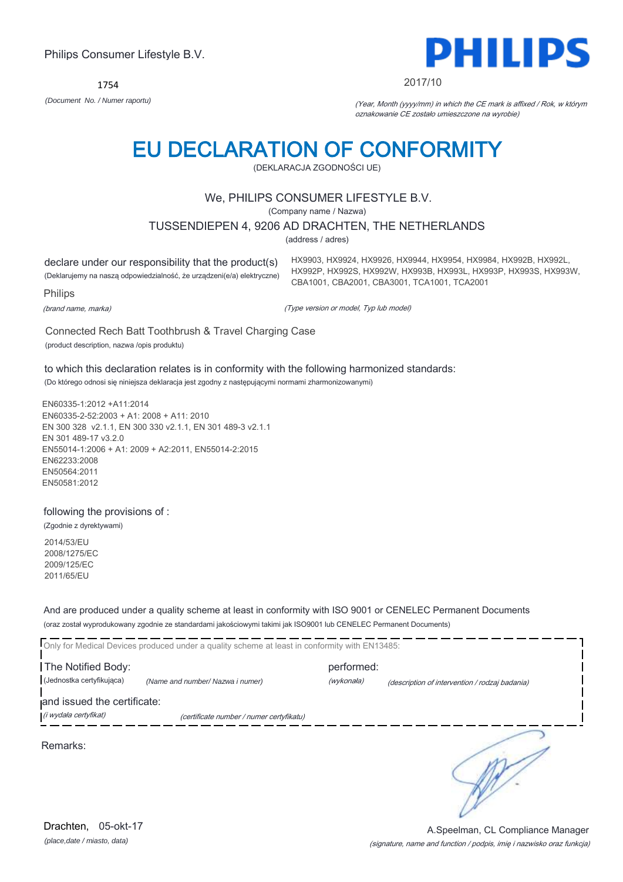Philips Consumer Lifestyle B.V.

1754

*(Document No. / Numer raportu)*

2017/10

*(Year, Month (yyyy/mm) in which the CE mark is affixed / Rok, w którym oznakowanie CE zostało umieszczone na wyrobie)*

# EU DECLARATION OF CONFORMITY

(DEKLARACJA ZGODNOŚCI UE)

We, PHILIPS CONSUMER LIFESTYLE B.V.

(Company name / Nazwa)

TUSSENDIEPEN 4, 9206 AD DRACHTEN, THE NETHERLANDS

(address / adres)

declare under our responsibility that the product(s)

(Deklarujemy na naszą odpowiedzialność, że urządzeni(e/a) elektryczne)

HX9903, HX9924, HX9926, HX9944, HX9954, HX9984, HX992B, HX992L, HX992P, HX992S, HX992W, HX993B, HX993L, HX993P, HX993S, HX993W, CBA1001, CBA2001, CBA3001, TCA1001, TCA2001

Philips

*(brand name, marka)*

*(Type version or model, Typ lub model)*

Connected Rech Batt Toothbrush & Travel Charging Case

(product description, nazwa /opis produktu)

to which this declaration relates is in conformity with the following harmonized standards:

(Do którego odnosi się niniejsza deklaracja jest zgodny z następującymi normami zharmonizowanymi)

EN60335-1:2012 +A11:2014
EN60335-2-52:2003 + A1: 2008 + A11: 2010
EN 300 328 v2.1.1, EN 300 330 v2.1.1, EN 301 489-3 v2.1.1
EN 301 489-17 v3.2.0
EN55014-1:2006 + A1: 2009 + A2:2011, EN55014-2:2015
EN62233:2008
EN50564:2011
EN50581:2012

following the provisions of :

(Zgodnie z dyrektywami)

2014/53/EU
2008/1275/EC
2009/125/EC
2011/65/EU

And are produced under a quality scheme at least in conformity with ISO 9001 or CENELEC Permanent Documents

(oraz został wyprodukowany zgodnie ze standardami jakościowymi takimi jak ISO9001 lub CENELEC Permanent Documents)

Only for Medical Devices produced under a quality scheme at least in conformity with EN13485:

The Notified Body: (Jednostka certyfikująca) *(Name and number/ Nazwa i numer)*

performed: *(wykonała)* *(description of intervention / rodzaj badania)*

and issued the certificate: *(i wydała certyfikat)* *(certificate number / numer certyfikatu)*

Remarks:

Drachten, 05-okt-17

*(place,date / miasto, data)*

A.Speelman, CL Compliance Manager

*(signature, name and function / podpis, imię i nazwisko oraz funkcja)*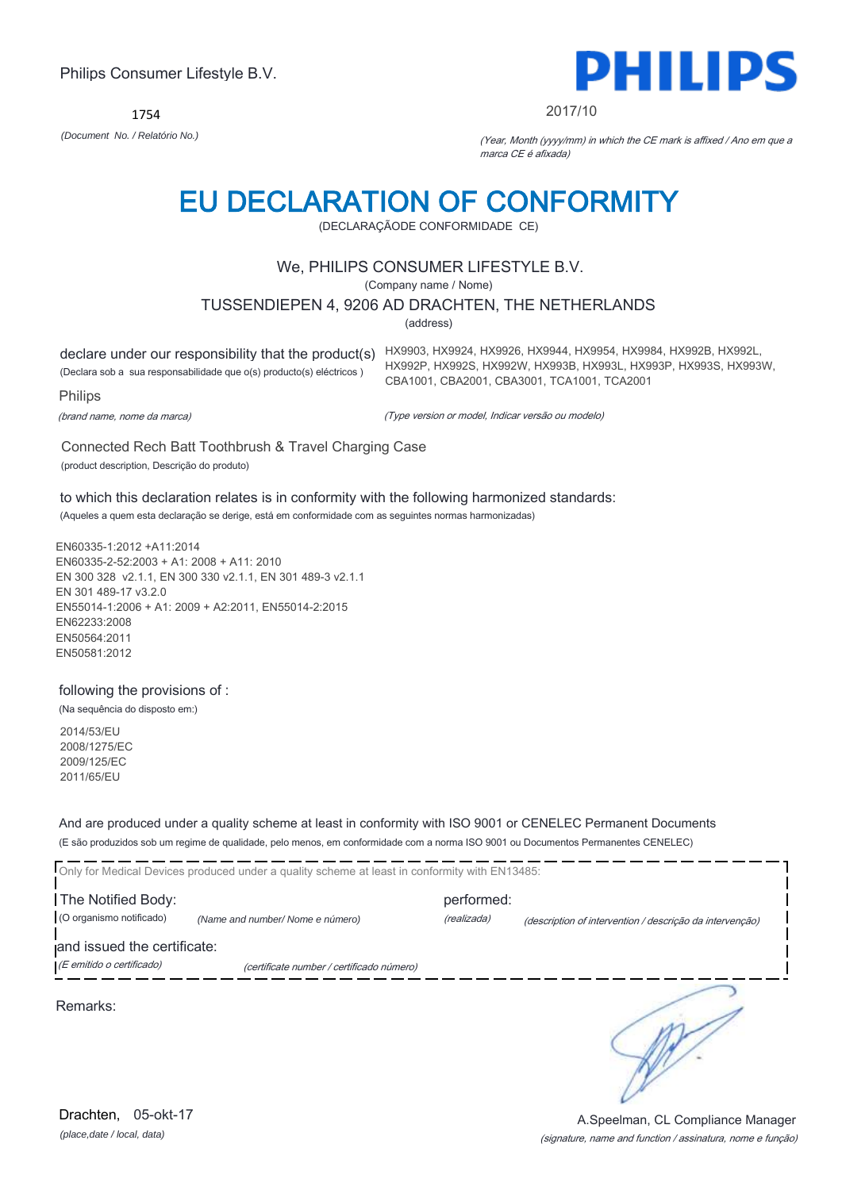Philips Consumer Lifestyle B.V.

**PHILIPS**

1754

*(Document No. / Relatório No.)*

2017/10

*(Year, Month (yyyy/mm) in which the CE mark is affixed / Ano em que a marca CE é afixada)*

# EU DECLARATION OF CONFORMITY

(DECLARAÇÃODE CONFORMIDADE CE)

We, PHILIPS CONSUMER LIFESTYLE B.V.

(Company name / Nome)

TUSSENDIEPEN 4, 9206 AD DRACHTEN, THE NETHERLANDS

(address)

declare under our responsibility that the product(s)
(Declara sob a sua responsabilidade que o(s) producto(s) eléctricos )

HX9903, HX9924, HX9926, HX9944, HX9954, HX9984, HX992B, HX992L, HX992P, HX992S, HX992W, HX993B, HX993L, HX993P, HX993S, HX993W, CBA1001, CBA2001, CBA3001, TCA1001, TCA2001

Philips

*(brand name, nome da marca)*

*(Type version or model, Indicar versão ou modelo)*

Connected Rech Batt Toothbrush & Travel Charging Case

(product description, Descrição do produto)

to which this declaration relates is in conformity with the following harmonized standards:

(Aqueles a quem esta declaração se derige, está em conformidade com as seguintes normas harmonizadas)

EN60335-1:2012 +A11:2014
EN60335-2-52:2003 + A1: 2008 + A11: 2010
EN 300 328 v2.1.1, EN 300 330 v2.1.1, EN 301 489-3 v2.1.1
EN 301 489-17 v3.2.0
EN55014-1:2006 + A1: 2009 + A2:2011, EN55014-2:2015
EN62233:2008
EN50564:2011
EN50581:2012

following the provisions of :

(Na sequência do disposto em:)

2014/53/EU
2008/1275/EC
2009/125/EC
2011/65/EU

And are produced under a quality scheme at least in conformity with ISO 9001 or CENELEC Permanent Documents

(E são produzidos sob um regime de qualidade, pelo menos, em conformidade com a norma ISO 9001 ou Documentos Permanentes CENELEC)

Only for Medical Devices produced under a quality scheme at least in conformity with EN13485:

The Notified Body: (O organismo notificado) *(Name and number/ Nome e número)*

performed: *(realizada)* *(description of intervention / descrição da intervenção)*

and issued the certificate: *(E emitido o certificado)* *(certificate number / certificado número)*

Remarks:

Drachten, 05-okt-17

*(place,date / local, data)*

A.Speelman, CL Compliance Manager

*(signature, name and function / assinatura, nome e função)*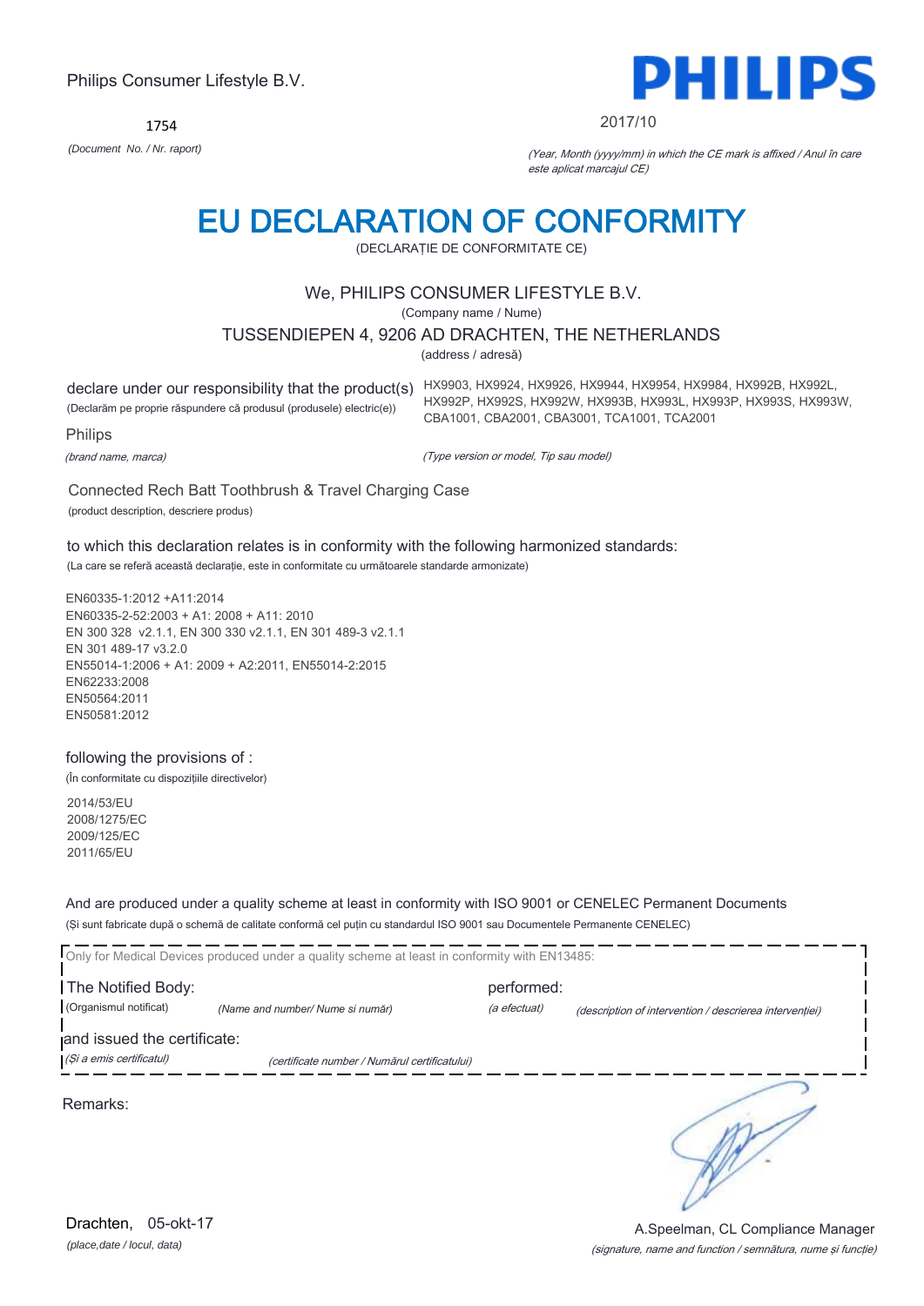Philips Consumer Lifestyle B.V.

1754

*(Document No. / Nr. raport)*

PHILIPS

2017/10

*(Year, Month (yyyy/mm) in which the CE mark is affixed / Anul în care este aplicat marcajul CE)*

# EU DECLARATION OF CONFORMITY

(DECLARAȚIE DE CONFORMITATE CE)

We, PHILIPS CONSUMER LIFESTYLE B.V.

(Company name / Nume)

TUSSENDIEPEN 4, 9206 AD DRACHTEN, THE NETHERLANDS

(address / adresă)

declare under our responsibility that the product(s)

(Declarăm pe proprie răspundere că produsul (produsele) electric(e))

HX9903, HX9924, HX9926, HX9944, HX9954, HX9984, HX992B, HX992L, HX992P, HX992S, HX992W, HX993B, HX993L, HX993P, HX993S, HX993W, CBA1001, CBA2001, CBA3001, TCA1001, TCA2001

Philips

*(brand name, marca)*

*(Type version or model, Tip sau model)*

Connected Rech Batt Toothbrush & Travel Charging Case

(product description, descriere produs)

to which this declaration relates is in conformity with the following harmonized standards:

(La care se referă această declarație, este in conformitate cu următoarele standarde armonizate)

EN60335-1:2012 +A11:2014
EN60335-2-52:2003 + A1: 2008 + A11: 2010
EN 300 328 v2.1.1, EN 300 330 v2.1.1, EN 301 489-3 v2.1.1
EN 301 489-17 v3.2.0
EN55014-1:2006 + A1: 2009 + A2:2011, EN55014-2:2015
EN62233:2008
EN50564:2011
EN50581:2012

following the provisions of :

(În conformitate cu dispozițiile directivelor)

2014/53/EU
2008/1275/EC
2009/125/EC
2011/65/EU

And are produced under a quality scheme at least in conformity with ISO 9001 or CENELEC Permanent Documents

(Și sunt fabricate după o schemă de calitate conformă cel puțin cu standardul ISO 9001 sau Documentele Permanente CENELEC)

Only for Medical Devices produced under a quality scheme at least in conformity with EN13485:

The Notified Body: (Organismul notificat) *(Name and number/ Nume si număr)* performed: *(a efectuat)* *(description of intervention / descrierea intervenției)*

and issued the certificate: *(Și a emis certificatul)* *(certificate number / Numărul certificatului)*

Remarks:

Drachten, 05-okt-17

*(place,date / locul, data)*

A.Speelman, CL Compliance Manager

*(signature, name and function / semnătura, nume și funcție)*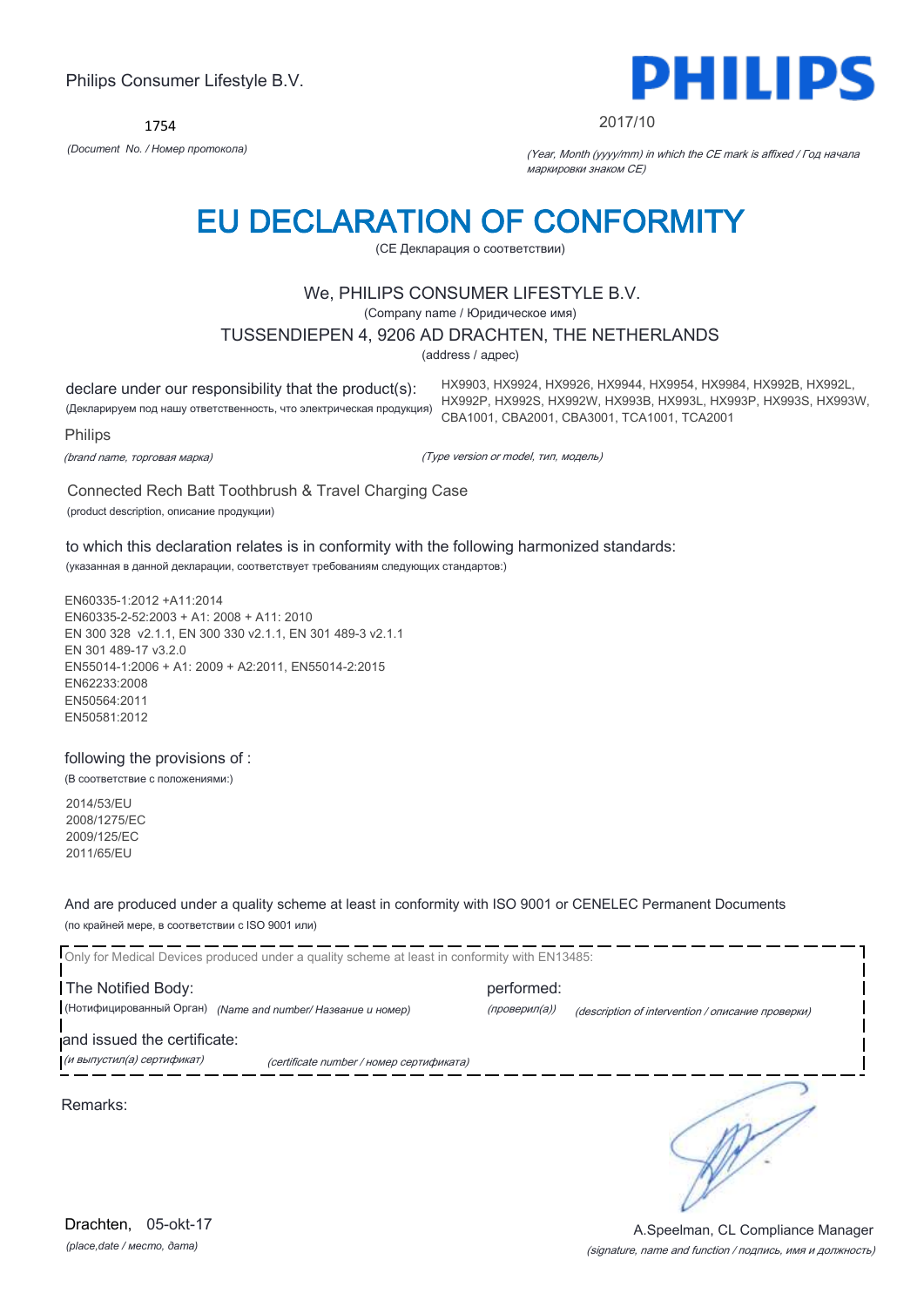Philips Consumer Lifestyle B.V.

1754

*(Document No. / Номер протокола)*

2017/10

*(Year, Month (yyyy/mm) in which the CE mark is affixed / Год начала маркировки знаком CE)*

# EU DECLARATION OF CONFORMITY

(CE Декларация о соответствии)

We, PHILIPS CONSUMER LIFESTYLE B.V.

(Company name / Юридическое имя)

TUSSENDIEPEN 4, 9206 AD DRACHTEN, THE NETHERLANDS

(address / адрес)

declare under our responsibility that the product(s):
(Декларируем под нашу ответственность, что электрическая продукция)

HX9903, HX9924, HX9926, HX9944, HX9954, HX9984, HX992B, HX992L, HX992P, HX992S, HX992W, HX993B, HX993L, HX993P, HX993S, HX993W, CBA1001, CBA2001, CBA3001, TCA1001, TCA2001

Philips

*(brand name, торговая марка)*

*(Type version or model, тип, модель)*

Connected Rech Batt Toothbrush & Travel Charging Case

(product description, описание продукции)

to which this declaration relates is in conformity with the following harmonized standards:

(указанная в данной декларации, соответствует требованиям следующих стандартов:)

EN60335-1:2012 +A11:2014
EN60335-2-52:2003 + A1: 2008 + A11: 2010
EN 300 328 v2.1.1, EN 300 330 v2.1.1, EN 301 489-3 v2.1.1
EN 301 489-17 v3.2.0
EN55014-1:2006 + A1: 2009 + A2:2011, EN55014-2:2015
EN62233:2008
EN50564:2011
EN50581:2012

following the provisions of :

(В соответствие с положениями:)

2014/53/EU
2008/1275/EC
2009/125/EC
2011/65/EU

And are produced under a quality scheme at least in conformity with ISO 9001 or CENELEC Permanent Documents

(по крайней мере, в соответствии с ISO 9001 или)

Only for Medical Devices produced under a quality scheme at least in conformity with EN13485:

The Notified Body: (Нотифицированный Орган) *(Name and number/ Название и номер)*

performed: *(проверил(а))* *(description of intervention / описание проверки)*

and issued the certificate:
*(и выпустил(а) сертификат)* *(certificate number / номер сертификата)*

Remarks:

Drachten, 05-okt-17

*(place,date / место, дата)*

A.Speelman, CL Compliance Manager

*(signature, name and function / подпись, имя и должность)*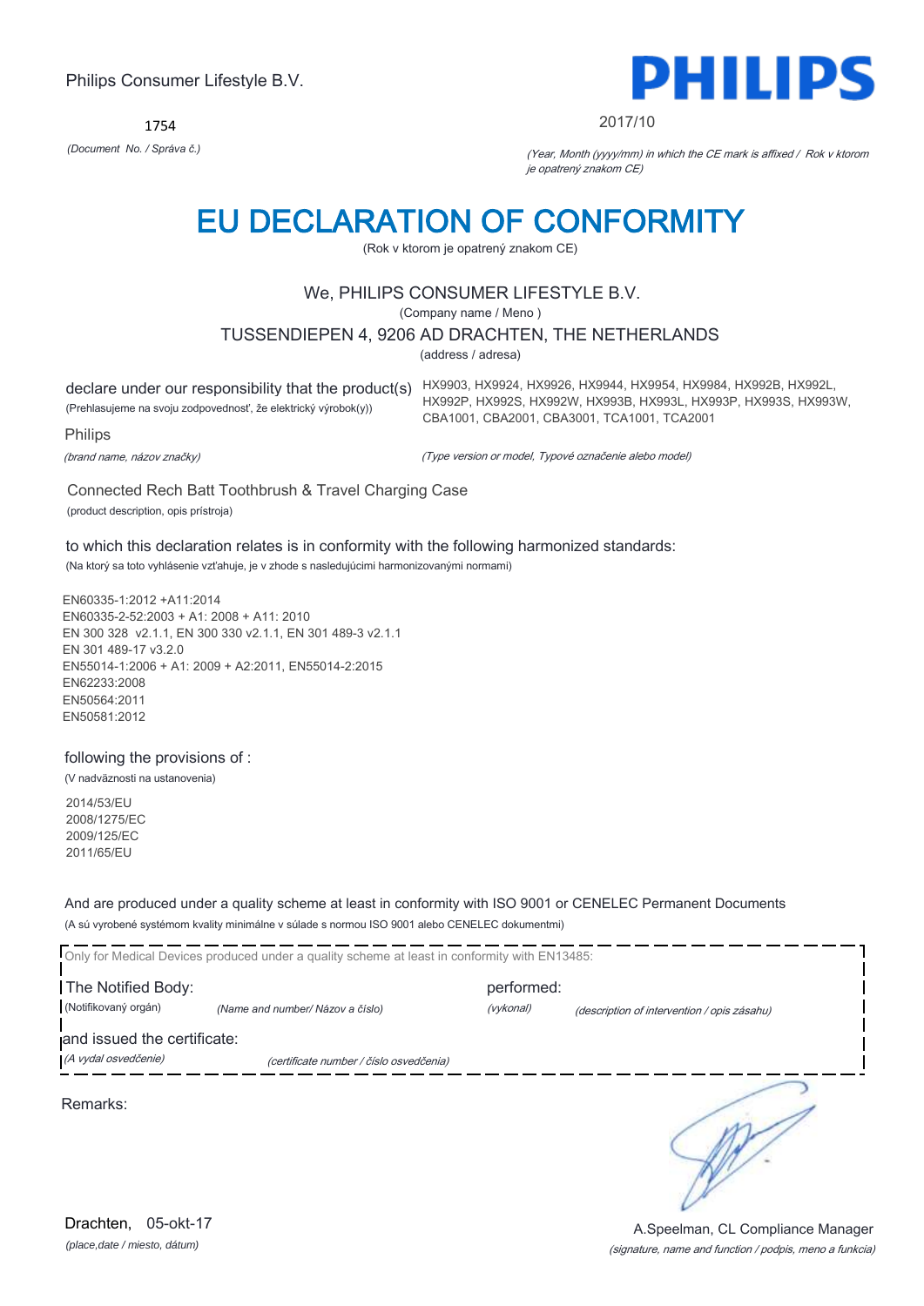Philips Consumer Lifestyle B.V.

1754

*(Document No. / Správa č.)*

PHILIPS

2017/10

*(Year, Month (yyyy/mm) in which the CE mark is affixed / Rok v ktorom je opatrený znakom CE)*

# EU DECLARATION OF CONFORMITY

(Rok v ktorom je opatrený znakom CE)

We, PHILIPS CONSUMER LIFESTYLE B.V.

(Company name / Meno )

TUSSENDIEPEN 4, 9206 AD DRACHTEN, THE NETHERLANDS

(address / adresa)

declare under our responsibility that the product(s)
(Prehlasujeme na svoju zodpovednosť, že elektrický výrobok(y))

HX9903, HX9924, HX9926, HX9944, HX9954, HX9984, HX992B, HX992L, HX992P, HX992S, HX992W, HX993B, HX993L, HX993P, HX993S, HX993W, CBA1001, CBA2001, CBA3001, TCA1001, TCA2001

Philips

*(brand name, názov značky)*

*(Type version or model, Typové označenie alebo model)*

Connected Rech Batt Toothbrush & Travel Charging Case

(product description, opis prístroja)

to which this declaration relates is in conformity with the following harmonized standards:

(Na ktorý sa toto vyhlásenie vzťahuje, je v zhode s nasledujúcimi harmonizovanými normami)

EN60335-1:2012 +A11:2014
EN60335-2-52:2003 + A1: 2008 + A11: 2010
EN 300 328 v2.1.1, EN 300 330 v2.1.1, EN 301 489-3 v2.1.1
EN 301 489-17 v3.2.0
EN55014-1:2006 + A1: 2009 + A2:2011, EN55014-2:2015
EN62233:2008
EN50564:2011
EN50581:2012

following the provisions of :

(V nadväznosti na ustanovenia)

2014/53/EU
2008/1275/EC
2009/125/EC
2011/65/EU

And are produced under a quality scheme at least in conformity with ISO 9001 or CENELEC Permanent Documents

(A sú vyrobené systémom kvality minimálne v súlade s normou ISO 9001 alebo CENELEC dokumentmi)

Only for Medical Devices produced under a quality scheme at least in conformity with EN13485:

The Notified Body: (Notifikovaný orgán) *(Name and number/ Názov a číslo)*

performed: *(vykonal)* *(description of intervention / opis zásahu)*

and issued the certificate: *(A vydal osvedčenie)* *(certificate number / číslo osvedčenia)*

Remarks:

Drachten, 05-okt-17

*(place,date / miesto, dátum)*

A.Speelman, CL Compliance Manager

*(signature, name and function / podpis, meno a funkcia)*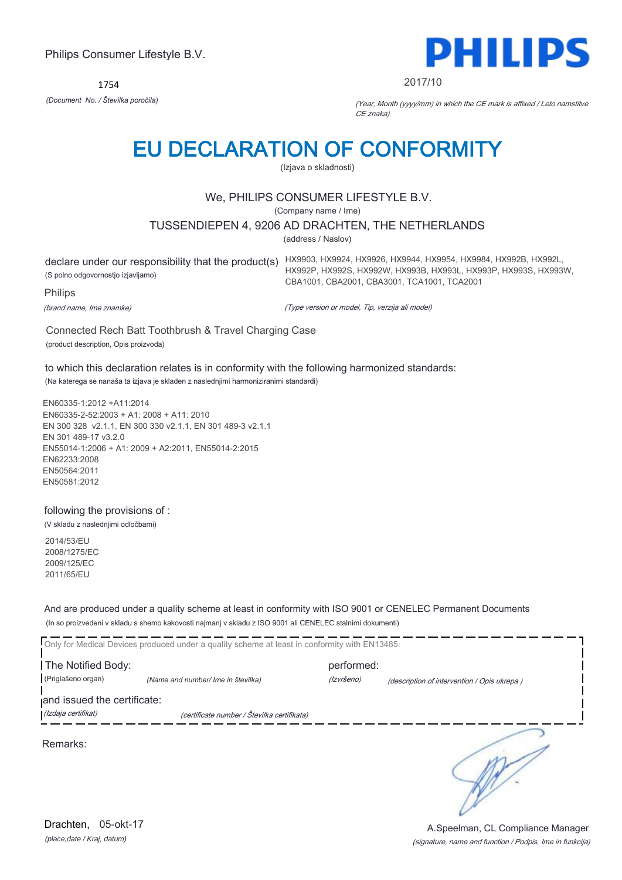Philips Consumer Lifestyle B.V.

1754

*(Document No. / Številka poročila)*

2017/10

*(Year, Month (yyyy/mm) in which the CE mark is affixed / Leto namstitve CE znaka)*

# EU DECLARATION OF CONFORMITY

(Izjava o skladnosti)

We, PHILIPS CONSUMER LIFESTYLE B.V.

(Company name / Ime)

TUSSENDIEPEN 4, 9206 AD DRACHTEN, THE NETHERLANDS

(address / Naslov)

declare under our responsibility that the product(s)
(S polno odgovornostjo izjavljamo)

HX9903, HX9924, HX9926, HX9944, HX9954, HX9984, HX992B, HX992L, HX992P, HX992S, HX992W, HX993B, HX993L, HX993P, HX993S, HX993W, CBA1001, CBA2001, CBA3001, TCA1001, TCA2001

Philips

*(brand name, Ime znamke)*

*(Type version or model, Tip, verzija ali model)*

Connected Rech Batt Toothbrush & Travel Charging Case

(product description, Opis proizvoda)

to which this declaration relates is in conformity with the following harmonized standards:

(Na katerega se nanaša ta izjava je skladen z naslednjimi harmoniziranimi standardi)

EN60335-1:2012 +A11:2014
EN60335-2-52:2003 + A1: 2008 + A11: 2010
EN 300 328 v2.1.1, EN 300 330 v2.1.1, EN 301 489-3 v2.1.1
EN 301 489-17 v3.2.0
EN55014-1:2006 + A1: 2009 + A2:2011, EN55014-2:2015
EN62233:2008
EN50564:2011
EN50581:2012

following the provisions of :

(V skladu z naslednjimi odločbami)

2014/53/EU
2008/1275/EC
2009/125/EC
2011/65/EU

And are produced under a quality scheme at least in conformity with ISO 9001 or CENELEC Permanent Documents

(In so proizvedeni v skladu s shemo kakovosti najmanj v skladu z ISO 9001 ali CENELEC stalnimi dokumenti)

Only for Medical Devices produced under a quality scheme at least in conformity with EN13485:

The Notified Body: (Priglašeno organ) *(Name and number/ Ime in številka)* performed: *(Izvršeno)* *(description of intervention / Opis ukrepa )*

and issued the certificate: *(Izdaja certifikat)* *(certificate number / Številka certifikata)*

Remarks:

Drachten, 05-okt-17

*(place,date / Kraj, datum)*

A.Speelman, CL Compliance Manager

*(signature, name and function / Podpis, Ime in funkcija)*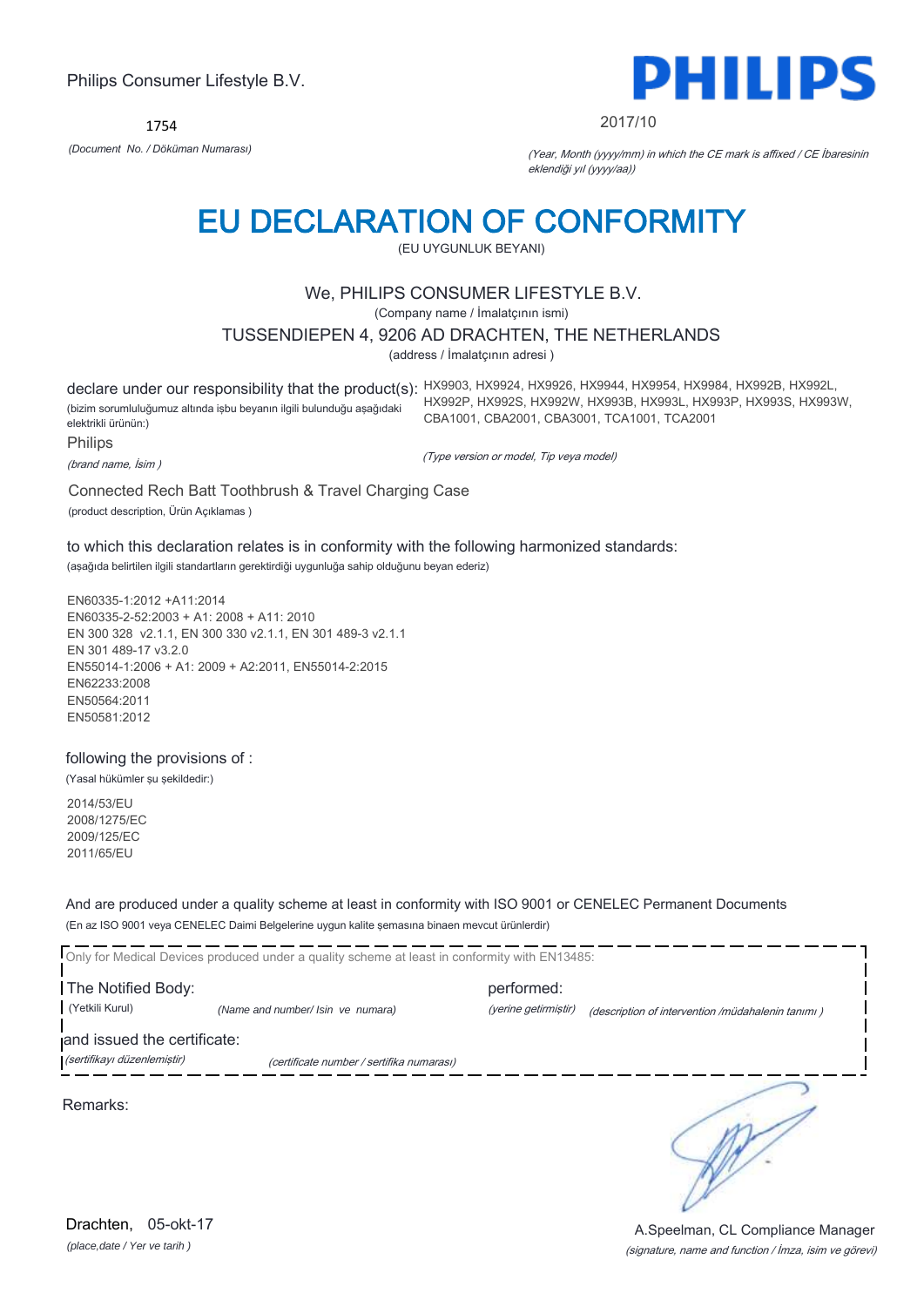Philips Consumer Lifestyle B.V.

1754

*(Document No. / Döküman Numarası)*

2017/10

*(Year, Month (yyyy/mm) in which the CE mark is affixed / CE İbaresinin eklendiği yıl (yyyy/aa))*

# EU DECLARATION OF CONFORMITY

(EU UYGUNLUK BEYANI)

We, PHILIPS CONSUMER LIFESTYLE B.V.

(Company name / İmalatçının ismi)

TUSSENDIEPEN 4, 9206 AD DRACHTEN, THE NETHERLANDS

(address / İmalatçının adresi )

declare under our responsibility that the product(s):
(bizim sorumluluğumuz altında işbu beyanın ilgili bulunduğu aşağıdaki elektrikli ürünün:)

HX9903, HX9924, HX9926, HX9944, HX9954, HX9984, HX992B, HX992L, HX992P, HX992S, HX992W, HX993B, HX993L, HX993P, HX993S, HX993W, CBA1001, CBA2001, CBA3001, TCA1001, TCA2001

Philips

*(brand name, İsim )*

*(Type version or model, Tip veya model)*

Connected Rech Batt Toothbrush & Travel Charging Case

(product description, Ürün Açıklamas )

to which this declaration relates is in conformity with the following harmonized standards:

(aşağıda belirtilen ilgili standartların gerektirdiği uygunluğa sahip olduğunu beyan ederiz)

EN60335-1:2012 +A11:2014
EN60335-2-52:2003 + A1: 2008 + A11: 2010
EN 300 328 v2.1.1, EN 300 330 v2.1.1, EN 301 489-3 v2.1.1
EN 301 489-17 v3.2.0
EN55014-1:2006 + A1: 2009 + A2:2011, EN55014-2:2015
EN62233:2008
EN50564:2011
EN50581:2012

following the provisions of :

(Yasal hükümler şu şekildedir:)

2014/53/EU
2008/1275/EC
2009/125/EC
2011/65/EU

And are produced under a quality scheme at least in conformity with ISO 9001 or CENELEC Permanent Documents

(En az ISO 9001 veya CENELEC Daimi Belgelerine uygun kalite şemasına binaen mevcut ürünlerdir)

Only for Medical Devices produced under a quality scheme at least in conformity with EN13485:

The Notified Body: (Yetkili Kurul) *(Name and number/ Isin ve numara)*

performed: *(yerine getirmiştir)* *(description of intervention /müdahalenin tanımı )*

and issued the certificate: *(sertifikayı düzenlemiştir)* *(certificate number / sertifika numarası)*

Remarks:

Drachten, 05-okt-17

*(place,date / Yer ve tarih )*

A.Speelman, CL Compliance Manager

*(signature, name and function / İmza, isim ve görevi)*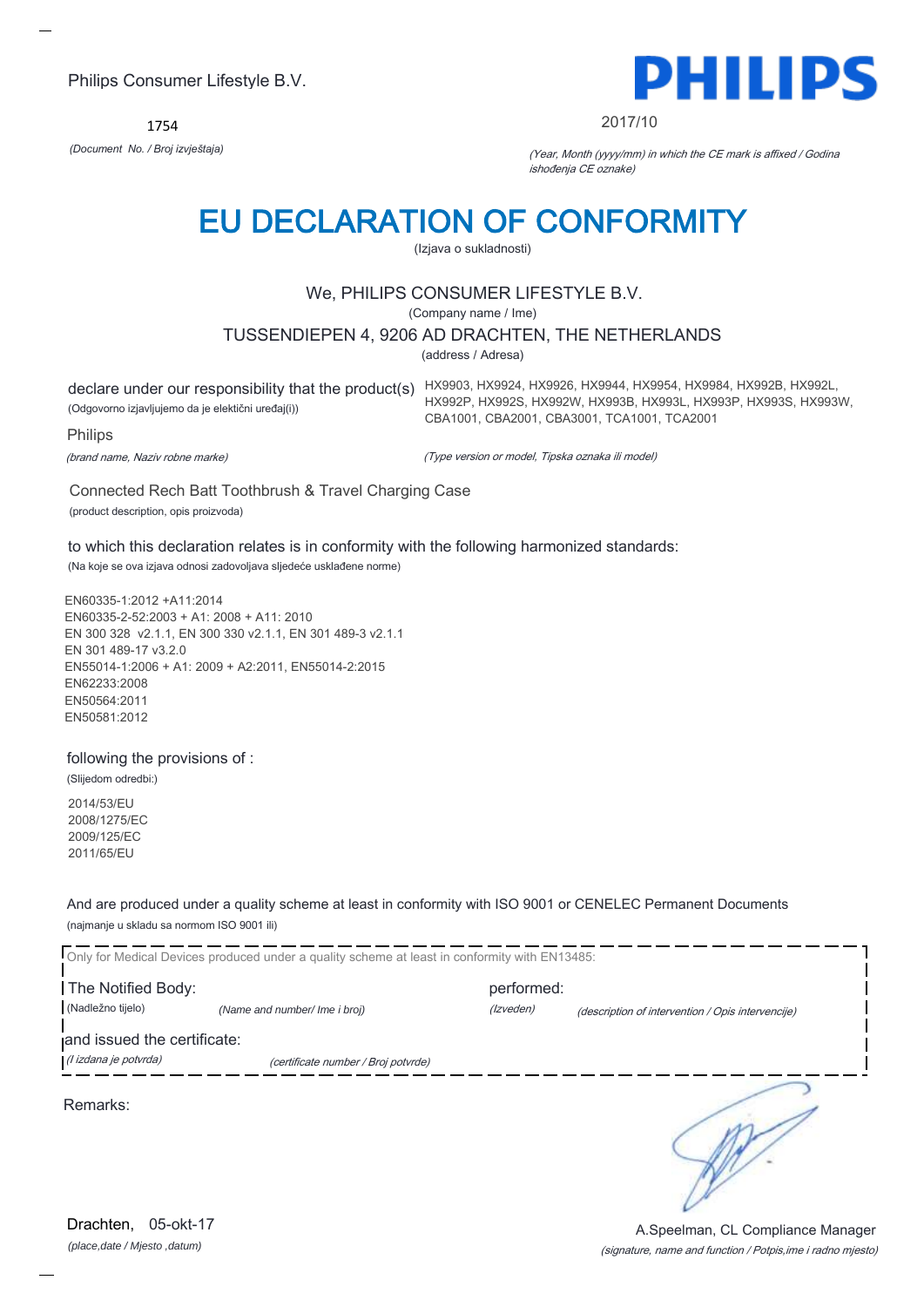Philips Consumer Lifestyle B.V.

1754

*(Document No. / Broj izvještaja)*

**PHILIPS**

2017/10

*(Year, Month (yyyy/mm) in which the CE mark is affixed / Godina ishođenja CE oznake)*

# EU DECLARATION OF CONFORMITY

(Izjava o sukladnosti)

We, PHILIPS CONSUMER LIFESTYLE B.V.

(Company name / Ime)

TUSSENDIEPEN 4, 9206 AD DRACHTEN, THE NETHERLANDS

(address / Adresa)

declare under our responsibility that the product(s)
(Odgovorno izjavljujemo da je električni uređaj(i))

HX9903, HX9924, HX9926, HX9944, HX9954, HX9984, HX992B, HX992L, HX992P, HX992S, HX992W, HX993B, HX993L, HX993P, HX993S, HX993W, CBA1001, CBA2001, CBA3001, TCA1001, TCA2001

Philips

*(brand name, Naziv robne marke)*

*(Type version or model, Tipska oznaka ili model)*

Connected Rech Batt Toothbrush & Travel Charging Case

(product description, opis proizvoda)

to which this declaration relates is in conformity with the following harmonized standards:

(Na koje se ova izjava odnosi zadovoljava sljedeće usklađene norme)

EN60335-1:2012 +A11:2014
EN60335-2-52:2003 + A1: 2008 + A11: 2010
EN 300 328 v2.1.1, EN 300 330 v2.1.1, EN 301 489-3 v2.1.1
EN 301 489-17 v3.2.0
EN55014-1:2006 + A1: 2009 + A2:2011, EN55014-2:2015
EN62233:2008
EN50564:2011
EN50581:2012

following the provisions of :

(Slijedom odredbi:)

2014/53/EU
2008/1275/EC
2009/125/EC
2011/65/EU

And are produced under a quality scheme at least in conformity with ISO 9001 or CENELEC Permanent Documents

(najmanje u skladu sa normom ISO 9001 ili)

Only for Medical Devices produced under a quality scheme at least in conformity with EN13485:

The Notified Body: (Nadležno tijelo) *(Name and number/ Ime i broj)*

performed: *(Izveden)* *(description of intervention / Opis intervencije)*

and issued the certificate: *(I izdana je potvrda)* *(certificate number / Broj potvrde)*

Remarks:

Drachten, 05-okt-17

*(place,date / Mjesto ,datum)*

A.Speelman, CL Compliance Manager

*(signature, name and function / Potpis,ime i radno mjesto)*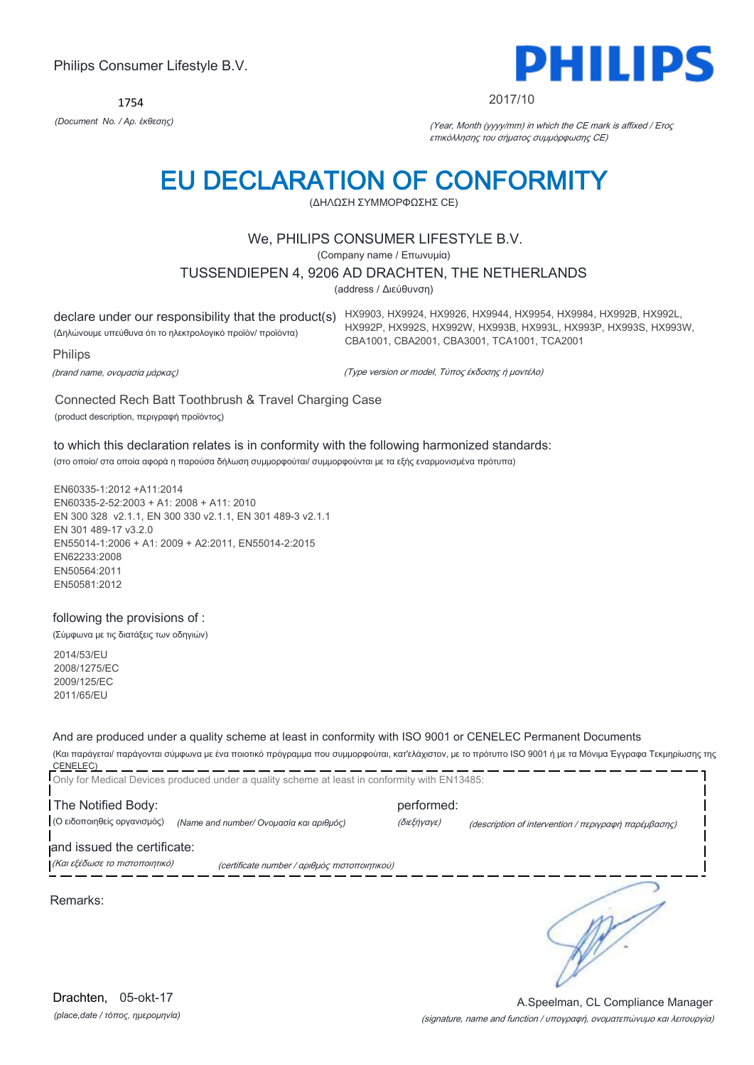Philips Consumer Lifestyle B.V.

1754

*(Document No. / Αρ. έκθεσης)*

2017/10

*(Year, Month (yyyy/mm) in which the CE mark is affixed / Έτος επικόλλησης του σήματος συμμόρφωσης CE)*

# EU DECLARATION OF CONFORMITY

(ΔΗΛΩΣΗ ΣΥΜΜΟΡΦΩΣΗΣ CE)

We, PHILIPS CONSUMER LIFESTYLE B.V.

(Company name / Επωνυμία)

TUSSENDIEPEN 4, 9206 AD DRACHTEN, THE NETHERLANDS

(address / Διεύθυνση)

declare under our responsibility that the product(s)
(Δηλώνουμε υπεύθυνα ότι το ηλεκτρολογικό προϊόν/ προϊόντα)

HX9903, HX9924, HX9926, HX9944, HX9954, HX9984, HX992B, HX992L, HX992P, HX992S, HX992W, HX993B, HX993L, HX993P, HX993S, HX993W, CBA1001, CBA2001, CBA3001, TCA1001, TCA2001

Philips

*(brand name, ονομασία μάρκας)*

*(Type version or model, Τύπος έκδοσης ή μοντέλο)*

Connected Rech Batt Toothbrush & Travel Charging Case

(product description, περιγραφή προϊόντος)

to which this declaration relates is in conformity with the following harmonized standards:

(στο οποίο/ στα οποία αφορά η παρούσα δήλωση συμμορφούται/ συμμορφούνται με τα εξής εναρμονισμένα πρότυπα)

EN60335-1:2012 +A11:2014
EN60335-2-52:2003 + A1: 2008 + A11: 2010
EN 300 328 v2.1.1, EN 300 330 v2.1.1, EN 301 489-3 v2.1.1
EN 301 489-17 v3.2.0
EN55014-1:2006 + A1: 2009 + A2:2011, EN55014-2:2015
EN62233:2008
EN50564:2011
EN50581:2012

following the provisions of :

(Σύμφωνα με τις διατάξεις των οδηγιών)

2014/53/EU
2008/1275/EC
2009/125/EC
2011/65/EU

And are produced under a quality scheme at least in conformity with ISO 9001 or CENELEC Permanent Documents

(Και παράγεται/ παράγονται σύμφωνα με ένα ποιοτικό πρόγραμμα που συμμορφούται, κατ'ελάχιστον, με το πρότυπο ISO 9001 ή με τα Μόνιμα Έγγραφα Τεκμηρίωσης της CENELEC)

Only for Medical Devices produced under a quality scheme at least in conformity with EN13485:

The Notified Body: (Ο ειδοποιηθείς οργανισμός) *(Name and number/ Ονομασία και αριθμός)*

performed: *(διεξήγαγε)* *(description of intervention / περιγραφή παρέμβασης)*

and issued the certificate: *(Και εξέδωσε το πιστοποιητικό)* *(certificate number / αριθμός πιστοποιητικού)*

Remarks:

Drachten, 05-okt-17

*(place,date / τόπος, ημερομηνία)*

A.Speelman, CL Compliance Manager

*(signature, name and function / υπογραφή, ονοματεπώνυμο και λειτουργία)*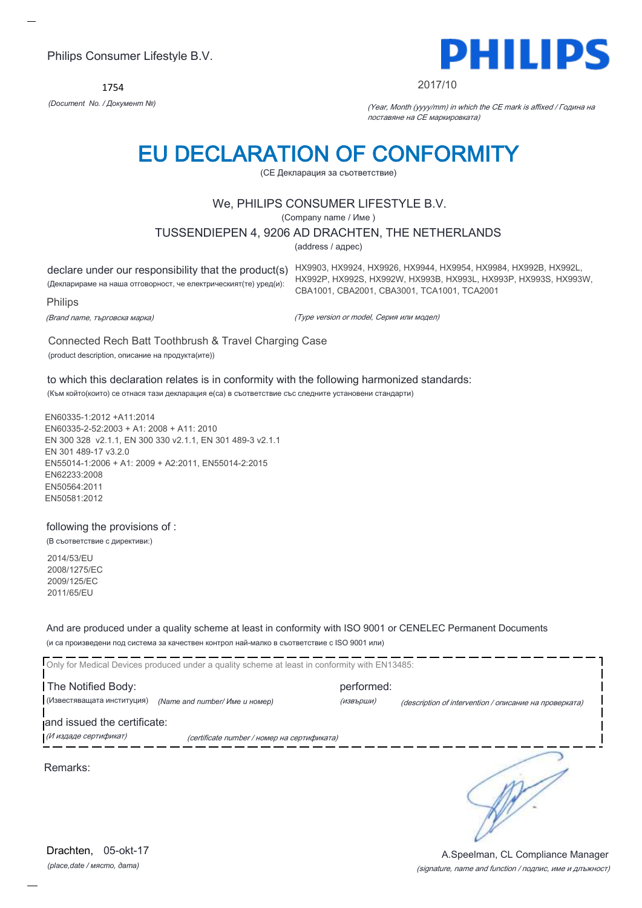Philips Consumer Lifestyle B.V.

PHILIPS

1754

*(Document No. / Документ №)*

2017/10

*(Year, Month (yyyy/mm) in which the CE mark is affixed / Година на поставяне на CE маркировката)*

# EU DECLARATION OF CONFORMITY

(CE Декларация за съответствие)

We, PHILIPS CONSUMER LIFESTYLE B.V.

(Company name / Име )

TUSSENDIEPEN 4, 9206 AD DRACHTEN, THE NETHERLANDS

(address / адрес)

declare under our responsibility that the product(s)
(Декларираме на наша отговорност, че електрическият(те) уред(и):

HX9903, HX9924, HX9926, HX9944, HX9954, HX9984, HX992B, HX992L, HX992P, HX992S, HX992W, HX993B, HX993L, HX993P, HX993S, HX993W, CBA1001, CBA2001, CBA3001, TCA1001, TCA2001

Philips

*(Brand name, търговска марка)*

*(Type version or model, Серия или модел)*

Connected Rech Batt Toothbrush & Travel Charging Case

(product description, описание на продукта(ите))

to which this declaration relates is in conformity with the following harmonized standards:

(Към който(които) се отнася тази декларация е(са) в съответствие със следните установени стандарти)

EN60335-1:2012 +A11:2014
EN60335-2-52:2003 + A1: 2008 + A11: 2010
EN 300 328 v2.1.1, EN 300 330 v2.1.1, EN 301 489-3 v2.1.1
EN 301 489-17 v3.2.0
EN55014-1:2006 + A1: 2009 + A2:2011, EN55014-2:2015
EN62233:2008
EN50564:2011
EN50581:2012

following the provisions of :

(В съответствие с директиви:)

2014/53/EU
2008/1275/EC
2009/125/EC
2011/65/EU

And are produced under a quality scheme at least in conformity with ISO 9001 or CENELEC Permanent Documents

(и са произведени под система за качествен контрол най-малко в съответствие с ISO 9001 или)

Only for Medical Devices produced under a quality scheme at least in conformity with EN13485:

The Notified Body: (Известяващата институция) *(Name and number/ Име и номер)*

performed: *(извърши)* *(description of intervention / описание на проверката)*

and issued the certificate: *(И издаде сертификат)* *(certificate number / номер на сертификата)*

Remarks:

Drachten, 05-okt-17

*(place,date / място, дата)*

A.Speelman, CL Compliance Manager

*(signature, name and function / подпис, име и длъжност)*